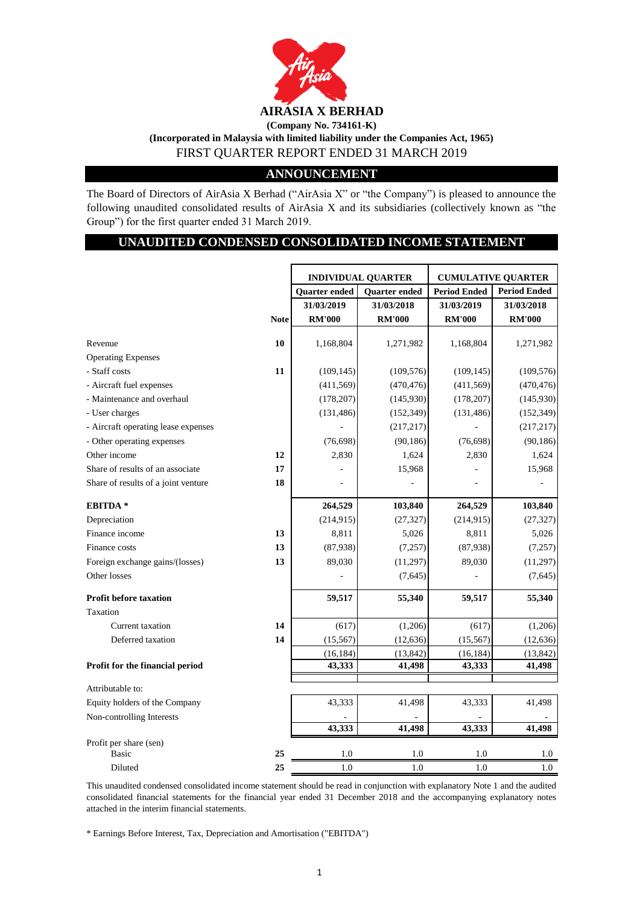# AIRASIA X BERHAD

**(Company No. 734161-K)**

**(Incorporated in Malaysia with limited liability under the Companies Act, 1965)**

FIRST QUARTER REPORT ENDED 31 MARCH 2019

## ANNOUNCEMENT

The Board of Directors of AirAsia X Berhad ("AirAsia X" or "the Company") is pleased to announce the following unaudited consolidated results of AirAsia X and its subsidiaries (collectively known as "the Group") for the first quarter ended 31 March 2019.

## UNAUDITED CONDENSED CONSOLIDATED INCOME STATEMENT

| | | INDIVIDUAL QUARTER | | CUMULATIVE QUARTER | |
|---|---|---|---|---|---|
| | | Quarter ended | Quarter ended | Period Ended | Period Ended |
| | | 31/03/2019 | 31/03/2018 | 31/03/2019 | 31/03/2018 |
| | Note | RM'000 | RM'000 | RM'000 | RM'000 |
| Revenue | 10 | 1,168,804 | 1,271,982 | 1,168,804 | 1,271,982 |
| Operating Expenses | | | | | |
| - Staff costs | 11 | (109,145) | (109,576) | (109,145) | (109,576) |
| - Aircraft fuel expenses | | (411,569) | (470,476) | (411,569) | (470,476) |
| - Maintenance and overhaul | | (178,207) | (145,930) | (178,207) | (145,930) |
| - User charges | | (131,486) | (152,349) | (131,486) | (152,349) |
| - Aircraft operating lease expenses | | - | (217,217) | - | (217,217) |
| - Other operating expenses | | (76,698) | (90,186) | (76,698) | (90,186) |
| Other income | 12 | 2,830 | 1,624 | 2,830 | 1,624 |
| Share of results of an associate | 17 | - | 15,968 | - | 15,968 |
| Share of results of a joint venture | 18 | - | - | - | - |
| **EBITDA \*** | | **264,529** | **103,840** | **264,529** | **103,840** |
| Depreciation | | (214,915) | (27,327) | (214,915) | (27,327) |
| Finance income | 13 | 8,811 | 5,026 | 8,811 | 5,026 |
| Finance costs | 13 | (87,938) | (7,257) | (87,938) | (7,257) |
| Foreign exchange gains/(losses) | 13 | 89,030 | (11,297) | 89,030 | (11,297) |
| Other losses | | - | (7,645) | - | (7,645) |
| **Profit before taxation** | | **59,517** | **55,340** | **59,517** | **55,340** |
| Taxation | | | | | |
| Current taxation | 14 | (617) | (1,206) | (617) | (1,206) |
| Deferred taxation | 14 | (15,567) | (12,636) | (15,567) | (12,636) |
| | | (16,184) | (13,842) | (16,184) | (13,842) |
| **Profit for the financial period** | | **43,333** | **41,498** | **43,333** | **41,498** |
| Attributable to: | | | | | |
| Equity holders of the Company | | 43,333 | 41,498 | 43,333 | 41,498 |
| Non-controlling Interests | | - | - | - | - |
| | | **43,333** | **41,498** | **43,333** | **41,498** |
| Profit per share (sen) | | | | | |
| Basic | 25 | 1.0 | 1.0 | 1.0 | 1.0 |
| Diluted | 25 | 1.0 | 1.0 | 1.0 | 1.0 |

This unaudited condensed consolidated income statement should be read in conjunction with explanatory Note 1 and the audited consolidated financial statements for the financial year ended 31 December 2018 and the accompanying explanatory notes attached in the interim financial statements.

\* Earnings Before Interest, Tax, Depreciation and Amortisation ("EBITDA")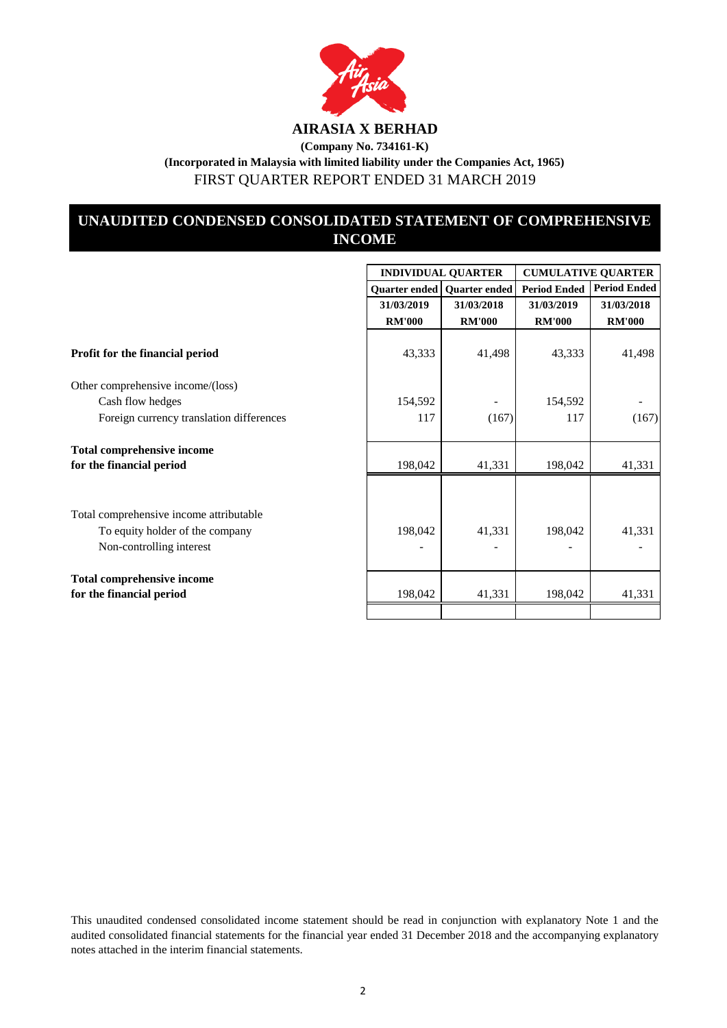# AIRASIA X BERHAD

**(Company No. 734161-K)**

**(Incorporated in Malaysia with limited liability under the Companies Act, 1965)**

FIRST QUARTER REPORT ENDED 31 MARCH 2019

## UNAUDITED CONDENSED CONSOLIDATED STATEMENT OF COMPREHENSIVE INCOME

| | INDIVIDUAL QUARTER | | CUMULATIVE QUARTER | |
|---|---|---|---|---|
| | Quarter ended | Quarter ended | Period Ended | Period Ended |
| | 31/03/2019 | 31/03/2018 | 31/03/2019 | 31/03/2018 |
| | RM'000 | RM'000 | RM'000 | RM'000 |
| **Profit for the financial period** | 43,333 | 41,498 | 43,333 | 41,498 |
| Other comprehensive income/(loss) | | | | |
| Cash flow hedges | 154,592 | - | 154,592 | - |
| Foreign currency translation differences | 117 | (167) | 117 | (167) |
| **Total comprehensive income for the financial period** | 198,042 | 41,331 | 198,042 | 41,331 |
| Total comprehensive income attributable | | | | |
| To equity holder of the company | 198,042 | 41,331 | 198,042 | 41,331 |
| Non-controlling interest | - | - | - | - |
| **Total comprehensive income for the financial period** | 198,042 | 41,331 | 198,042 | 41,331 |

This unaudited condensed consolidated income statement should be read in conjunction with explanatory Note 1 and the audited consolidated financial statements for the financial year ended 31 December 2018 and the accompanying explanatory notes attached in the interim financial statements.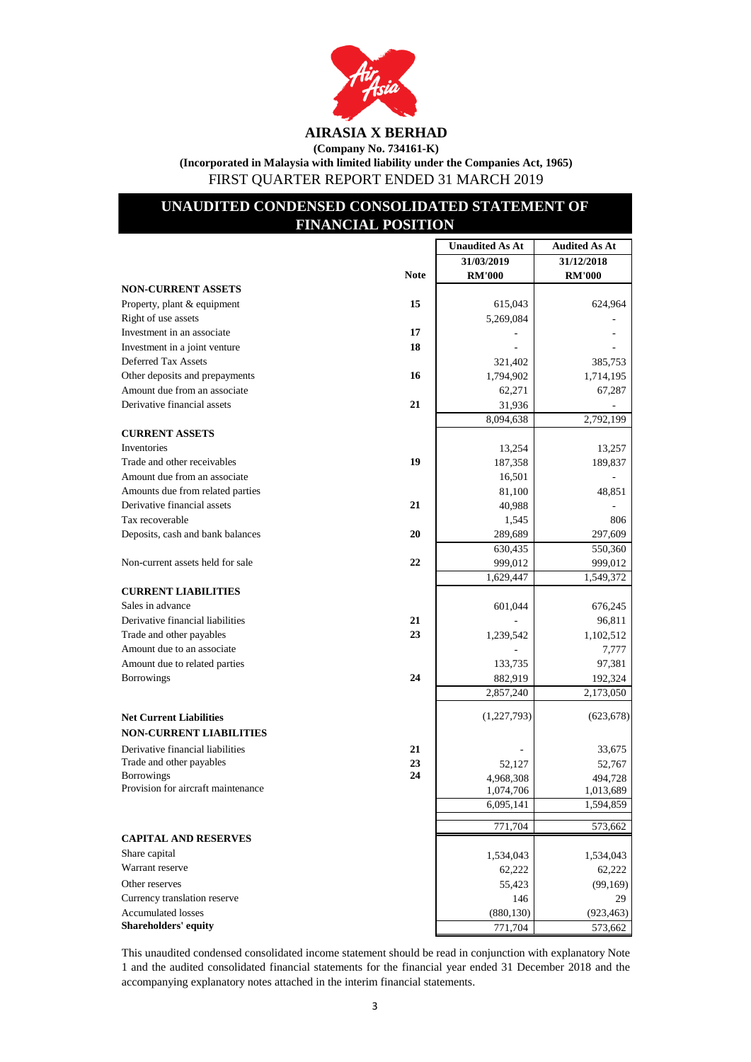# AIRASIA X BERHAD

**(Company No. 734161-K)**

**(Incorporated in Malaysia with limited liability under the Companies Act, 1965)**

FIRST QUARTER REPORT ENDED 31 MARCH 2019

## UNAUDITED CONDENSED CONSOLIDATED STATEMENT OF FINANCIAL POSITION

| | Note | Unaudited As At 31/03/2019 RM'000 | Audited As At 31/12/2018 RM'000 |
|---|---|---|---|
| **NON-CURRENT ASSETS** | | | |
| Property, plant & equipment | 15 | 615,043 | 624,964 |
| Right of use assets | | 5,269,084 | - |
| Investment in an associate | 17 | - | - |
| Investment in a joint venture | 18 | - | - |
| Deferred Tax Assets | | 321,402 | 385,753 |
| Other deposits and prepayments | 16 | 1,794,902 | 1,714,195 |
| Amount due from an associate | | 62,271 | 67,287 |
| Derivative financial assets | 21 | 31,936 | - |
| | | 8,094,638 | 2,792,199 |
| **CURRENT ASSETS** | | | |
| Inventories | | 13,254 | 13,257 |
| Trade and other receivables | 19 | 187,358 | 189,837 |
| Amount due from an associate | | 16,501 | - |
| Amounts due from related parties | | 81,100 | 48,851 |
| Derivative financial assets | 21 | 40,988 | - |
| Tax recoverable | | 1,545 | 806 |
| Deposits, cash and bank balances | 20 | 289,689 | 297,609 |
| | | 630,435 | 550,360 |
| Non-current assets held for sale | 22 | 999,012 | 999,012 |
| | | 1,629,447 | 1,549,372 |
| **CURRENT LIABILITIES** | | | |
| Sales in advance | | 601,044 | 676,245 |
| Derivative financial liabilities | 21 | - | 96,811 |
| Trade and other payables | 23 | 1,239,542 | 1,102,512 |
| Amount due to an associate | | - | 7,777 |
| Amount due to related parties | | 133,735 | 97,381 |
| Borrowings | 24 | 882,919 | 192,324 |
| | | 2,857,240 | 2,173,050 |
| **Net Current Liabilities** | | (1,227,793) | (623,678) |
| **NON-CURRENT LIABILITIES** | | | |
| Derivative financial liabilities | 21 | - | 33,675 |
| Trade and other payables | 23 | 52,127 | 52,767 |
| Borrowings | 24 | 4,968,308 | 494,728 |
| Provision for aircraft maintenance | | 1,074,706 | 1,013,689 |
| | | 6,095,141 | 1,594,859 |
| | | 771,704 | 573,662 |
| **CAPITAL AND RESERVES** | | | |
| Share capital | | 1,534,043 | 1,534,043 |
| Warrant reserve | | 62,222 | 62,222 |
| Other reserves | | 55,423 | (99,169) |
| Currency translation reserve | | 146 | 29 |
| Accumulated losses | | (880,130) | (923,463) |
| **Shareholders' equity** | | 771,704 | 573,662 |

This unaudited condensed consolidated income statement should be read in conjunction with explanatory Note 1 and the audited consolidated financial statements for the financial year ended 31 December 2018 and the accompanying explanatory notes attached in the interim financial statements.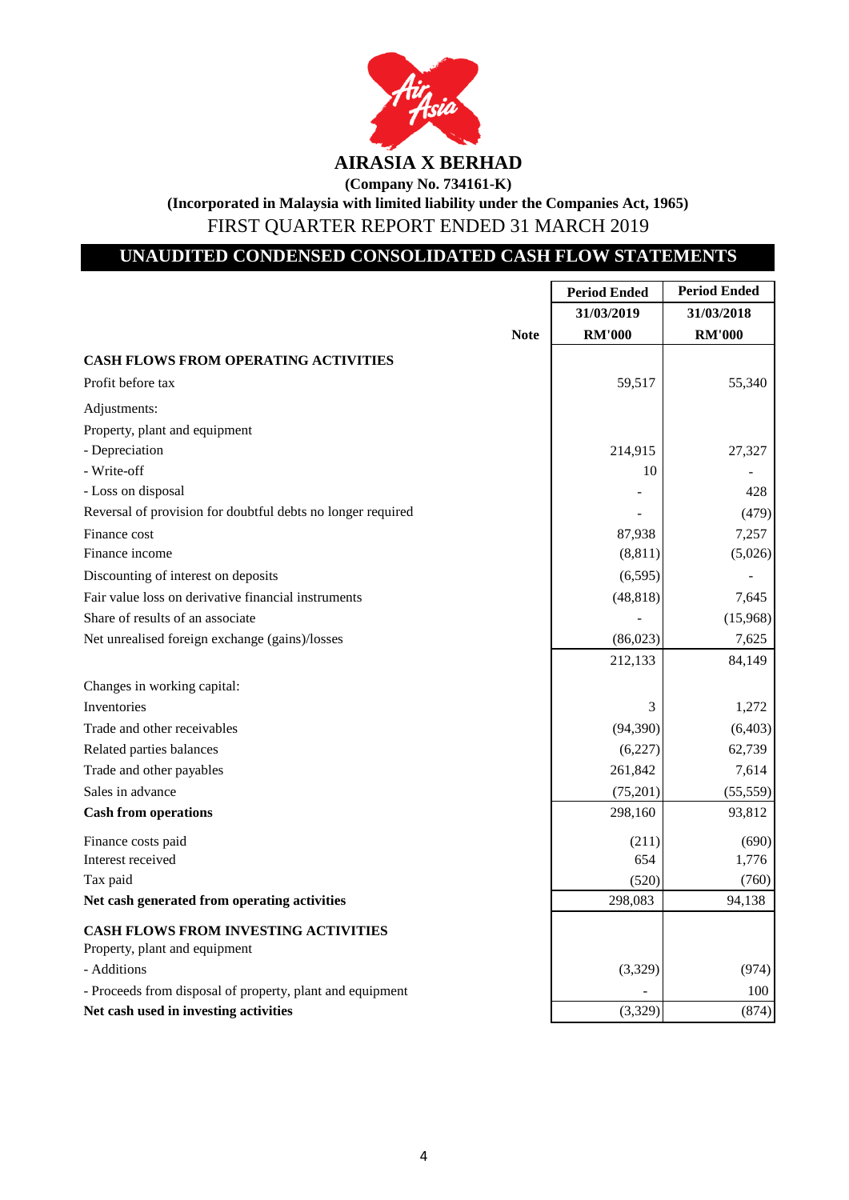# AIRASIA X BERHAD

**(Company No. 734161-K)**

**(Incorporated in Malaysia with limited liability under the Companies Act, 1965)**

FIRST QUARTER REPORT ENDED 31 MARCH 2019

## UNAUDITED CONDENSED CONSOLIDATED CASH FLOW STATEMENTS

| | Note | Period Ended 31/03/2019 RM'000 | Period Ended 31/03/2018 RM'000 |
|---|---|---|---|
| **CASH FLOWS FROM OPERATING ACTIVITIES** | | | |
| Profit before tax | | 59,517 | 55,340 |
| Adjustments: | | | |
| Property, plant and equipment | | | |
| - Depreciation | | 214,915 | 27,327 |
| - Write-off | | 10 | - |
| - Loss on disposal | | - | 428 |
| Reversal of provision for doubtful debts no longer required | | - | (479) |
| Finance cost | | 87,938 | 7,257 |
| Finance income | | (8,811) | (5,026) |
| Discounting of interest on deposits | | (6,595) | - |
| Fair value loss on derivative financial instruments | | (48,818) | 7,645 |
| Share of results of an associate | | - | (15,968) |
| Net unrealised foreign exchange (gains)/losses | | (86,023) | 7,625 |
| | | 212,133 | 84,149 |
| Changes in working capital: | | | |
| Inventories | | 3 | 1,272 |
| Trade and other receivables | | (94,390) | (6,403) |
| Related parties balances | | (6,227) | 62,739 |
| Trade and other payables | | 261,842 | 7,614 |
| Sales in advance | | (75,201) | (55,559) |
| **Cash from operations** | | 298,160 | 93,812 |
| Finance costs paid | | (211) | (690) |
| Interest received | | 654 | 1,776 |
| Tax paid | | (520) | (760) |
| **Net cash generated from operating activities** | | 298,083 | 94,138 |
| **CASH FLOWS FROM INVESTING ACTIVITIES** | | | |
| Property, plant and equipment | | | |
| - Additions | | (3,329) | (974) |
| - Proceeds from disposal of property, plant and equipment | | - | 100 |
| **Net cash used in investing activities** | | (3,329) | (874) |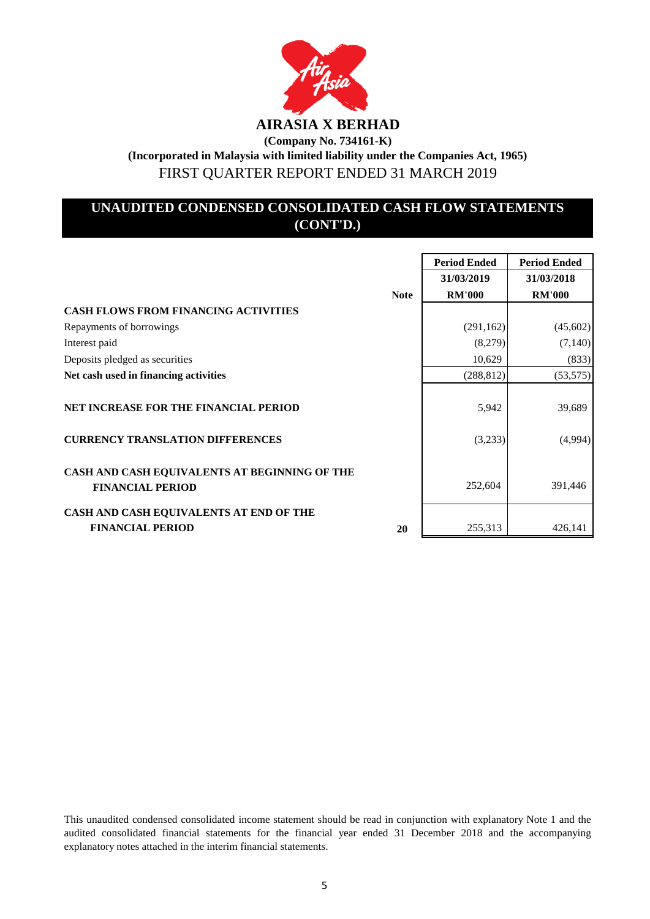# AIRASIA X BERHAD

**(Company No. 734161-K)**

**(Incorporated in Malaysia with limited liability under the Companies Act, 1965)**

FIRST QUARTER REPORT ENDED 31 MARCH 2019

## UNAUDITED CONDENSED CONSOLIDATED CASH FLOW STATEMENTS (CONT'D.)

| | Note | Period Ended 31/03/2019 RM'000 | Period Ended 31/03/2018 RM'000 |
|---|---|---|---|
| **CASH FLOWS FROM FINANCING ACTIVITIES** | | | |
| Repayments of borrowings | | (291,162) | (45,602) |
| Interest paid | | (8,279) | (7,140) |
| Deposits pledged as securities | | 10,629 | (833) |
| **Net cash used in financing activities** | | (288,812) | (53,575) |
| **NET INCREASE FOR THE FINANCIAL PERIOD** | | 5,942 | 39,689 |
| **CURRENCY TRANSLATION DIFFERENCES** | | (3,233) | (4,994) |
| **CASH AND CASH EQUIVALENTS AT BEGINNING OF THE FINANCIAL PERIOD** | | 252,604 | 391,446 |
| **CASH AND CASH EQUIVALENTS AT END OF THE FINANCIAL PERIOD** | **20** | 255,313 | 426,141 |

This unaudited condensed consolidated income statement should be read in conjunction with explanatory Note 1 and the audited consolidated financial statements for the financial year ended 31 December 2018 and the accompanying explanatory notes attached in the interim financial statements.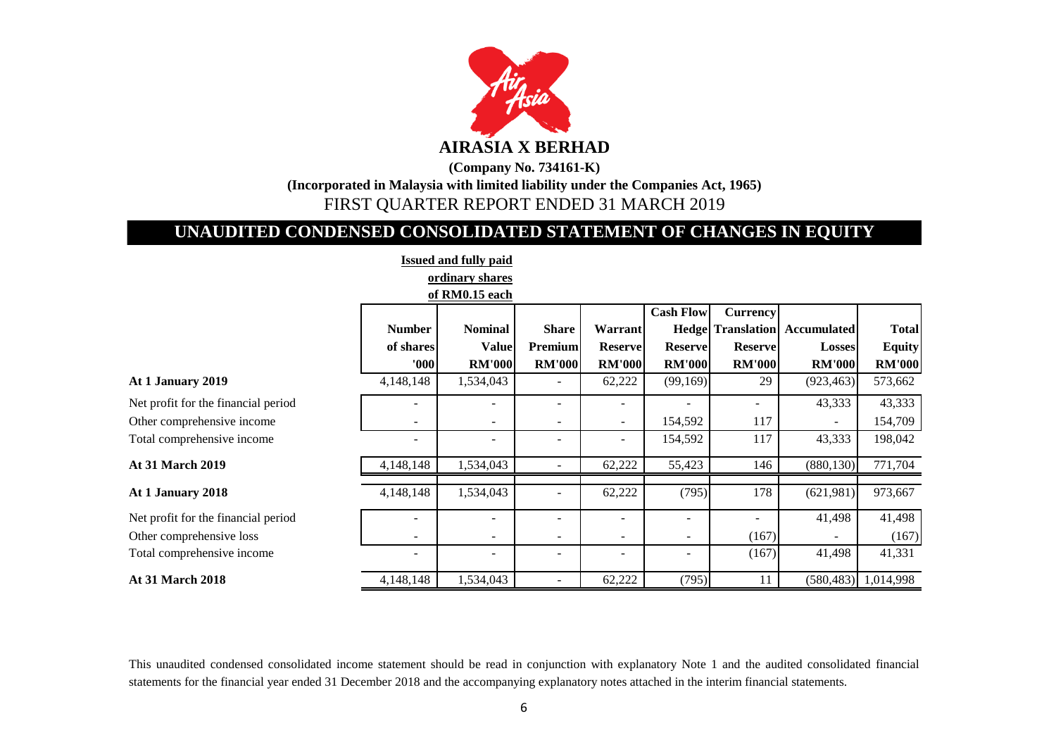# AIRASIA X BERHAD

**(Company No. 734161-K)**

**(Incorporated in Malaysia with limited liability under the Companies Act, 1965)**

FIRST QUARTER REPORT ENDED 31 MARCH 2019

## UNAUDITED CONDENSED CONSOLIDATED STATEMENT OF CHANGES IN EQUITY

| | Issued and fully paid ordinary shares of RM0.15 each | | | | | | | |
|---|---|---|---|---|---|---|---|---|
| | **Number of shares '000** | **Nominal Value RM'000** | **Share Premium RM'000** | **Warrant Reserve RM'000** | **Cash Flow Hedge Reserve RM'000** | **Currency Translation Reserve RM'000** | **Accumulated Losses RM'000** | **Total Equity RM'000** |
| **At 1 January 2019** | 4,148,148 | 1,534,043 | - | 62,222 | (99,169) | 29 | (923,463) | 573,662 |
| Net profit for the financial period | - | - | - | - | - | - | 43,333 | 43,333 |
| Other comprehensive income | - | - | - | - | 154,592 | 117 | - | 154,709 |
| Total comprehensive income | - | - | - | - | 154,592 | 117 | 43,333 | 198,042 |
| **At 31 March 2019** | 4,148,148 | 1,534,043 | - | 62,222 | 55,423 | 146 | (880,130) | 771,704 |
| **At 1 January 2018** | 4,148,148 | 1,534,043 | - | 62,222 | (795) | 178 | (621,981) | 973,667 |
| Net profit for the financial period | - | - | - | - | - | - | 41,498 | 41,498 |
| Other comprehensive loss | - | - | - | - | - | (167) | - | (167) |
| Total comprehensive income | - | - | - | - | - | (167) | 41,498 | 41,331 |
| **At 31 March 2018** | 4,148,148 | 1,534,043 | - | 62,222 | (795) | 11 | (580,483) | 1,014,998 |

This unaudited condensed consolidated income statement should be read in conjunction with explanatory Note 1 and the audited consolidated financial statements for the financial year ended 31 December 2018 and the accompanying explanatory notes attached in the interim financial statements.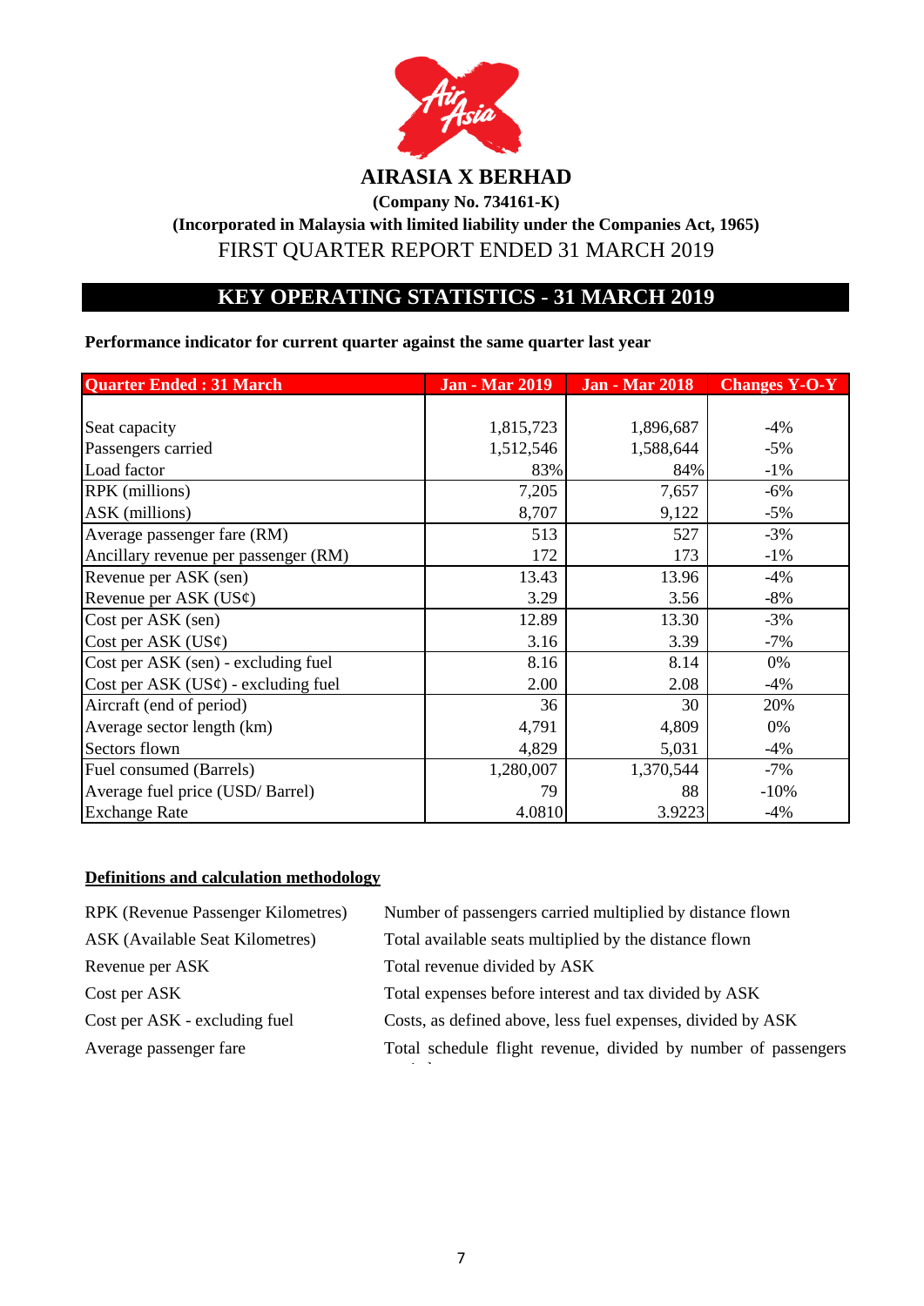# AIRASIA X BERHAD

**(Company No. 734161-K)**

**(Incorporated in Malaysia with limited liability under the Companies Act, 1965)**

FIRST QUARTER REPORT ENDED 31 MARCH 2019

## KEY OPERATING STATISTICS - 31 MARCH 2019

**Performance indicator for current quarter against the same quarter last year**

| Quarter Ended : 31 March | Jan - Mar 2019 | Jan - Mar 2018 | Changes Y-O-Y |
|---|---|---|---|
| Seat capacity | 1,815,723 | 1,896,687 | -4% |
| Passengers carried | 1,512,546 | 1,588,644 | -5% |
| Load factor | 83% | 84% | -1% |
| RPK (millions) | 7,205 | 7,657 | -6% |
| ASK (millions) | 8,707 | 9,122 | -5% |
| Average passenger fare (RM) | 513 | 527 | -3% |
| Ancillary revenue per passenger (RM) | 172 | 173 | -1% |
| Revenue per ASK (sen) | 13.43 | 13.96 | -4% |
| Revenue per ASK (US¢) | 3.29 | 3.56 | -8% |
| Cost per ASK (sen) | 12.89 | 13.30 | -3% |
| Cost per ASK (US¢) | 3.16 | 3.39 | -7% |
| Cost per ASK (sen) - excluding fuel | 8.16 | 8.14 | 0% |
| Cost per ASK (US¢) - excluding fuel | 2.00 | 2.08 | -4% |
| Aircraft (end of period) | 36 | 30 | 20% |
| Average sector length (km) | 4,791 | 4,809 | 0% |
| Sectors flown | 4,829 | 5,031 | -4% |
| Fuel consumed (Barrels) | 1,280,007 | 1,370,544 | -7% |
| Average fuel price (USD/ Barrel) | 79 | 88 | -10% |
| Exchange Rate | 4.0810 | 3.9223 | -4% |

**Definitions and calculation methodology**

| | |
|---|---|
| RPK (Revenue Passenger Kilometres) | Number of passengers carried multiplied by distance flown |
| ASK (Available Seat Kilometres) | Total available seats multiplied by the distance flown |
| Revenue per ASK | Total revenue divided by ASK |
| Cost per ASK | Total expenses before interest and tax divided by ASK |
| Cost per ASK - excluding fuel | Costs, as defined above, less fuel expenses, divided by ASK |
| Average passenger fare | Total schedule flight revenue, divided by number of passengers carried |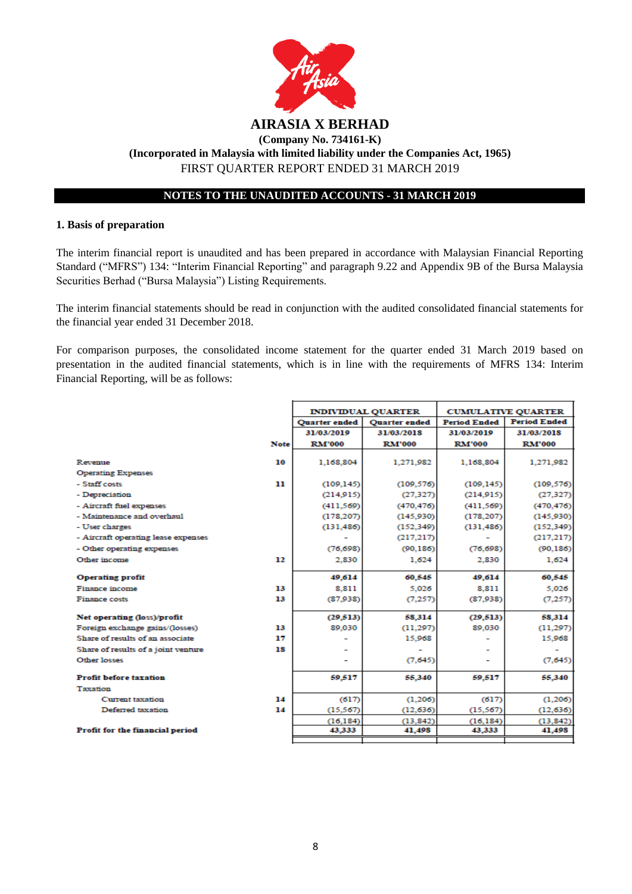# AIRASIA X BERHAD

**(Company No. 734161-K)**

**(Incorporated in Malaysia with limited liability under the Companies Act, 1965)**

FIRST QUARTER REPORT ENDED 31 MARCH 2019

**NOTES TO THE UNAUDITED ACCOUNTS - 31 MARCH 2019**

## 1. Basis of preparation

The interim financial report is unaudited and has been prepared in accordance with Malaysian Financial Reporting Standard ("MFRS") 134: "Interim Financial Reporting" and paragraph 9.22 and Appendix 9B of the Bursa Malaysia Securities Berhad ("Bursa Malaysia") Listing Requirements.

The interim financial statements should be read in conjunction with the audited consolidated financial statements for the financial year ended 31 December 2018.

For comparison purposes, the consolidated income statement for the quarter ended 31 March 2019 based on presentation in the audited financial statements, which is in line with the requirements of MFRS 134: Interim Financial Reporting, will be as follows:

| | | INDIVIDUAL QUARTER | | CUMULATIVE QUARTER | |
|---|---|---|---|---|---|
| | | Quarter ended | Quarter ended | Period Ended | Period Ended |
| | | 31/03/2019 | 31/03/2018 | 31/03/2019 | 31/03/2018 |
| | Note | RM'000 | RM'000 | RM'000 | RM'000 |
| Revenue | 10 | 1,168,804 | 1,271,982 | 1,168,804 | 1,271,982 |
| Operating Expenses | | | | | |
| - Staff costs | 11 | (109,145) | (109,576) | (109,145) | (109,576) |
| - Depreciation | | (214,915) | (27,327) | (214,915) | (27,327) |
| - Aircraft fuel expenses | | (411,569) | (470,476) | (411,569) | (470,476) |
| - Maintenance and overhaul | | (178,207) | (145,930) | (178,207) | (145,930) |
| - User charges | | (131,486) | (152,349) | (131,486) | (152,349) |
| - Aircraft operating lease expenses | | - | (217,217) | - | (217,217) |
| - Other operating expenses | | (76,698) | (90,186) | (76,698) | (90,186) |
| Other income | 12 | 2,830 | 1,624 | 2,830 | 1,624 |
| **Operating profit** | | **49,614** | **60,545** | **49,614** | **60,545** |
| Finance income | 13 | 8,811 | 5,026 | 8,811 | 5,026 |
| Finance costs | 13 | (87,938) | (7,257) | (87,938) | (7,257) |
| **Net operating (loss)/profit** | | **(29,513)** | **58,314** | **(29,513)** | **58,314** |
| Foreign exchange gains/(losses) | 13 | 89,030 | (11,297) | 89,030 | (11,297) |
| Share of results of an associate | 17 | - | 15,968 | - | 15,968 |
| Share of results of a joint venture | 18 | - | - | - | - |
| Other losses | | - | (7,645) | - | (7,645) |
| **Profit before taxation** | | **59,517** | **55,340** | **59,517** | **55,340** |
| Taxation | | | | | |
| Current taxation | 14 | (617) | (1,206) | (617) | (1,206) |
| Deferred taxation | 14 | (15,567) | (12,636) | (15,567) | (12,636) |
| | | (16,184) | (13,842) | (16,184) | (13,842) |
| **Profit for the financial period** | | **43,333** | **41,498** | **43,333** | **41,498** |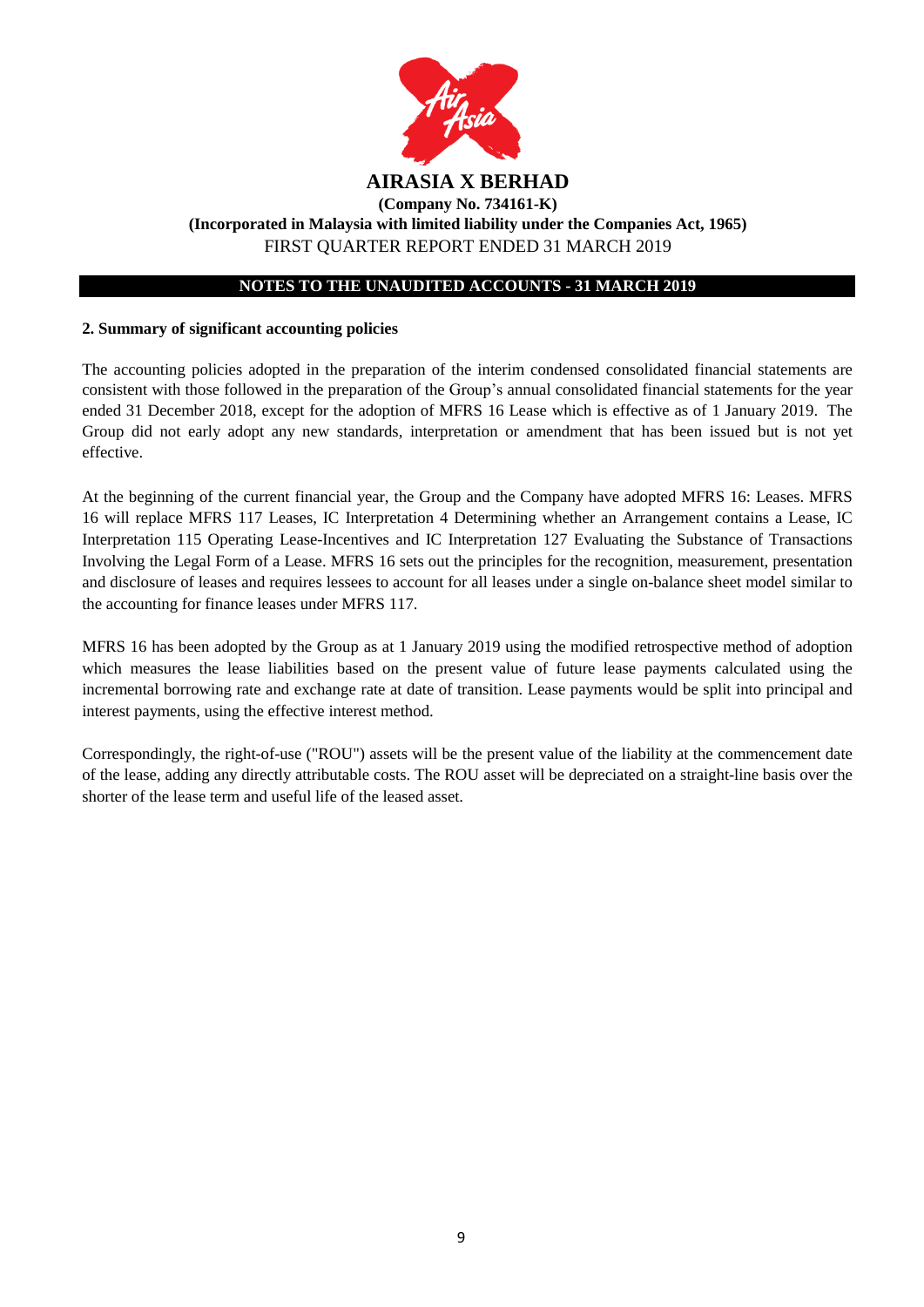# AIRASIA X BERHAD

**(Company No. 734161-K)**

**(Incorporated in Malaysia with limited liability under the Companies Act, 1965)**

FIRST QUARTER REPORT ENDED 31 MARCH 2019

**NOTES TO THE UNAUDITED ACCOUNTS - 31 MARCH 2019**

## 2. Summary of significant accounting policies

The accounting policies adopted in the preparation of the interim condensed consolidated financial statements are consistent with those followed in the preparation of the Group's annual consolidated financial statements for the year ended 31 December 2018, except for the adoption of MFRS 16 Lease which is effective as of 1 January 2019. The Group did not early adopt any new standards, interpretation or amendment that has been issued but is not yet effective.

At the beginning of the current financial year, the Group and the Company have adopted MFRS 16: Leases. MFRS 16 will replace MFRS 117 Leases, IC Interpretation 4 Determining whether an Arrangement contains a Lease, IC Interpretation 115 Operating Lease-Incentives and IC Interpretation 127 Evaluating the Substance of Transactions Involving the Legal Form of a Lease. MFRS 16 sets out the principles for the recognition, measurement, presentation and disclosure of leases and requires lessees to account for all leases under a single on-balance sheet model similar to the accounting for finance leases under MFRS 117.

MFRS 16 has been adopted by the Group as at 1 January 2019 using the modified retrospective method of adoption which measures the lease liabilities based on the present value of future lease payments calculated using the incremental borrowing rate and exchange rate at date of transition. Lease payments would be split into principal and interest payments, using the effective interest method.

Correspondingly, the right-of-use ("ROU") assets will be the present value of the liability at the commencement date of the lease, adding any directly attributable costs. The ROU asset will be depreciated on a straight-line basis over the shorter of the lease term and useful life of the leased asset.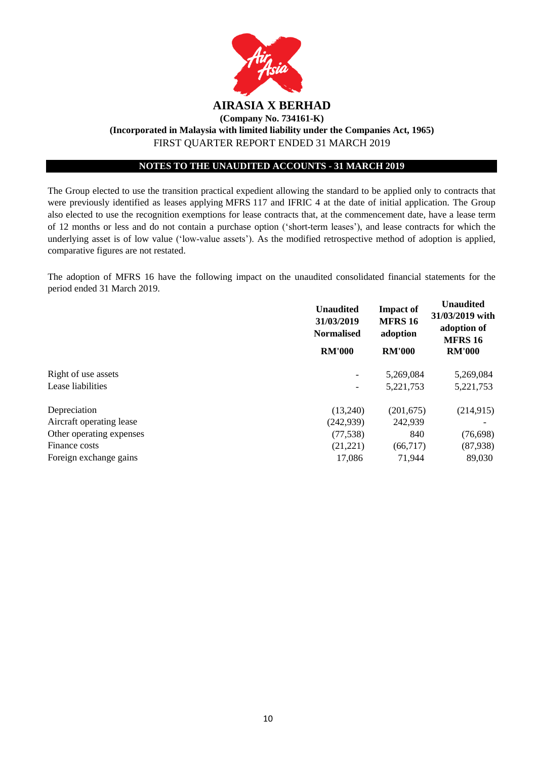# AIRASIA X BERHAD

**(Company No. 734161-K)**

**(Incorporated in Malaysia with limited liability under the Companies Act, 1965)**

FIRST QUARTER REPORT ENDED 31 MARCH 2019

## NOTES TO THE UNAUDITED ACCOUNTS - 31 MARCH 2019

The Group elected to use the transition practical expedient allowing the standard to be applied only to contracts that were previously identified as leases applying MFRS 117 and IFRIC 4 at the date of initial application. The Group also elected to use the recognition exemptions for lease contracts that, at the commencement date, have a lease term of 12 months or less and do not contain a purchase option ('short-term leases'), and lease contracts for which the underlying asset is of low value ('low-value assets'). As the modified retrospective method of adoption is applied, comparative figures are not restated.

The adoption of MFRS 16 have the following impact on the unaudited consolidated financial statements for the period ended 31 March 2019.

| | Unaudited 31/03/2019 Normalised | Impact of MFRS 16 adoption | Unaudited 31/03/2019 with adoption of MFRS 16 |
|---|---|---|---|
| | RM'000 | RM'000 | RM'000 |
| Right of use assets | - | 5,269,084 | 5,269,084 |
| Lease liabilities | - | 5,221,753 | 5,221,753 |
| | | | |
| Depreciation | (13,240) | (201,675) | (214,915) |
| Aircraft operating lease | (242,939) | 242,939 | - |
| Other operating expenses | (77,538) | 840 | (76,698) |
| Finance costs | (21,221) | (66,717) | (87,938) |
| Foreign exchange gains | 17,086 | 71,944 | 89,030 |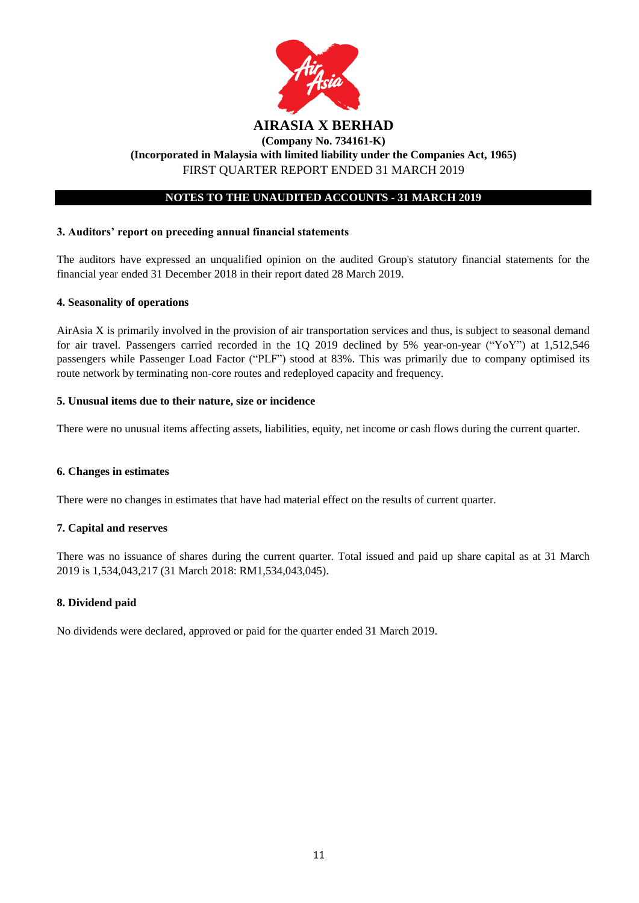# AIRASIA X BERHAD

**(Company No. 734161-K)**

**(Incorporated in Malaysia with limited liability under the Companies Act, 1965)**

FIRST QUARTER REPORT ENDED 31 MARCH 2019

**NOTES TO THE UNAUDITED ACCOUNTS - 31 MARCH 2019**

### 3. Auditors' report on preceding annual financial statements

The auditors have expressed an unqualified opinion on the audited Group's statutory financial statements for the financial year ended 31 December 2018 in their report dated 28 March 2019.

### 4. Seasonality of operations

AirAsia X is primarily involved in the provision of air transportation services and thus, is subject to seasonal demand for air travel. Passengers carried recorded in the 1Q 2019 declined by 5% year-on-year ("YoY") at 1,512,546 passengers while Passenger Load Factor ("PLF") stood at 83%. This was primarily due to company optimised its route network by terminating non-core routes and redeployed capacity and frequency.

### 5. Unusual items due to their nature, size or incidence

There were no unusual items affecting assets, liabilities, equity, net income or cash flows during the current quarter.

### 6. Changes in estimates

There were no changes in estimates that have had material effect on the results of current quarter.

### 7. Capital and reserves

There was no issuance of shares during the current quarter. Total issued and paid up share capital as at 31 March 2019 is 1,534,043,217 (31 March 2018: RM1,534,043,045).

### 8. Dividend paid

No dividends were declared, approved or paid for the quarter ended 31 March 2019.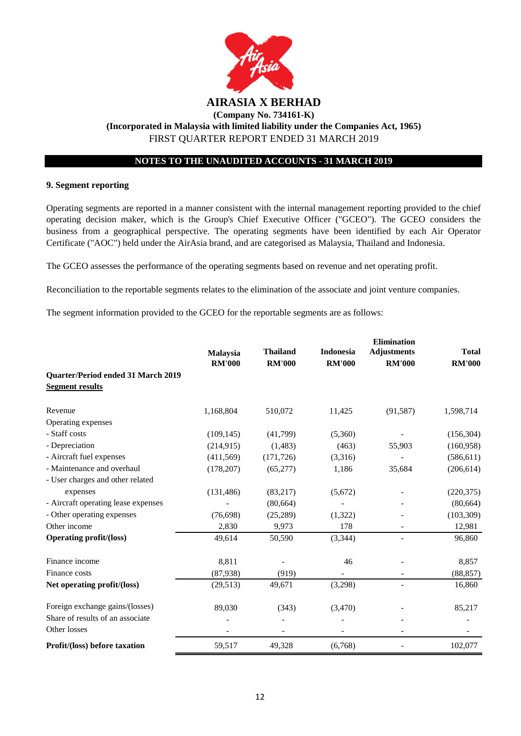**AIRASIA X BERHAD**

**(Company No. 734161-K)**

**(Incorporated in Malaysia with limited liability under the Companies Act, 1965)**

FIRST QUARTER REPORT ENDED 31 MARCH 2019

**NOTES TO THE UNAUDITED ACCOUNTS - 31 MARCH 2019**

### 9. Segment reporting

Operating segments are reported in a manner consistent with the internal management reporting provided to the chief operating decision maker, which is the Group's Chief Executive Officer ("GCEO"). The GCEO considers the business from a geographical perspective. The operating segments have been identified by each Air Operator Certificate ("AOC") held under the AirAsia brand, and are categorised as Malaysia, Thailand and Indonesia.

The GCEO assesses the performance of the operating segments based on revenue and net operating profit.

Reconciliation to the reportable segments relates to the elimination of the associate and joint venture companies.

The segment information provided to the GCEO for the reportable segments are as follows:

| | Malaysia RM'000 | Thailand RM'000 | Indonesia RM'000 | Elimination Adjustments RM'000 | Total RM'000 |
|---|---|---|---|---|---|
| **Quarter/Period ended 31 March 2019** | | | | | |
| **Segment results** | | | | | |
| Revenue | 1,168,804 | 510,072 | 11,425 | (91,587) | 1,598,714 |
| Operating expenses | | | | | |
| - Staff costs | (109,145) | (41,799) | (5,360) | - | (156,304) |
| - Depreciation | (214,915) | (1,483) | (463) | 55,903 | (160,958) |
| - Aircraft fuel expenses | (411,569) | (171,726) | (3,316) | - | (586,611) |
| - Maintenance and overhaul | (178,207) | (65,277) | 1,186 | 35,684 | (206,614) |
| - User charges and other related expenses | (131,486) | (83,217) | (5,672) | - | (220,375) |
| - Aircraft operating lease expenses | - | (80,664) | - | - | (80,664) |
| - Other operating expenses | (76,698) | (25,289) | (1,322) | - | (103,309) |
| Other income | 2,830 | 9,973 | 178 | - | 12,981 |
| **Operating profit/(loss)** | 49,614 | 50,590 | (3,344) | - | 96,860 |
| Finance income | 8,811 | - | 46 | - | 8,857 |
| Finance costs | (87,938) | (919) | - | - | (88,857) |
| **Net operating profit/(loss)** | (29,513) | 49,671 | (3,298) | - | 16,860 |
| Foreign exchange gains/(losses) | 89,030 | (343) | (3,470) | - | 85,217 |
| Share of results of an associate | - | - | - | - | - |
| Other losses | - | - | - | - | - |
| **Profit/(loss) before taxation** | 59,517 | 49,328 | (6,768) | - | 102,077 |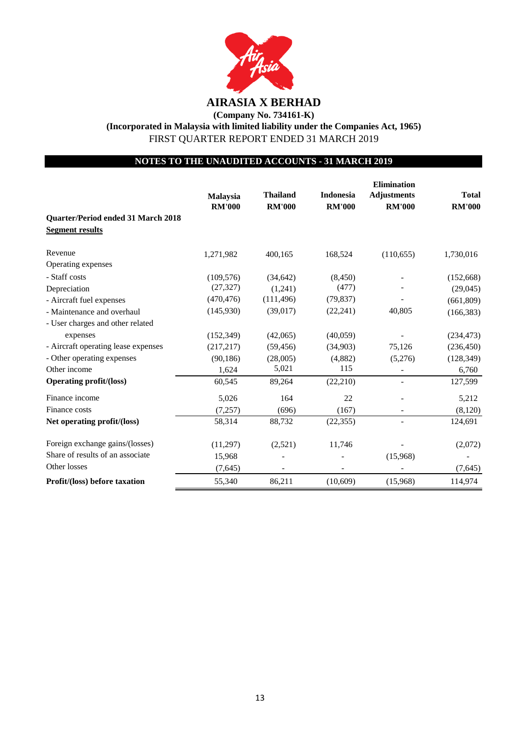# AIRASIA X BERHAD

**(Company No. 734161-K)**

**(Incorporated in Malaysia with limited liability under the Companies Act, 1965)**

FIRST QUARTER REPORT ENDED 31 MARCH 2019

## NOTES TO THE UNAUDITED ACCOUNTS - 31 MARCH 2019

| | Malaysia RM'000 | Thailand RM'000 | Indonesia RM'000 | Elimination Adjustments RM'000 | Total RM'000 |
|---|---|---|---|---|---|
| **Quarter/Period ended 31 March 2018** | | | | | |
| **Segment results** | | | | | |
| Revenue | 1,271,982 | 400,165 | 168,524 | (110,655) | 1,730,016 |
| Operating expenses | | | | | |
| - Staff costs | (109,576) | (34,642) | (8,450) | - | (152,668) |
| Depreciation | (27,327) | (1,241) | (477) | - | (29,045) |
| - Aircraft fuel expenses | (470,476) | (111,496) | (79,837) | - | (661,809) |
| - Maintenance and overhaul | (145,930) | (39,017) | (22,241) | 40,805 | (166,383) |
| - User charges and other related expenses | (152,349) | (42,065) | (40,059) | - | (234,473) |
| - Aircraft operating lease expenses | (217,217) | (59,456) | (34,903) | 75,126 | (236,450) |
| - Other operating expenses | (90,186) | (28,005) | (4,882) | (5,276) | (128,349) |
| Other income | 1,624 | 5,021 | 115 | - | 6,760 |
| **Operating profit/(loss)** | 60,545 | 89,264 | (22,210) | - | 127,599 |
| Finance income | 5,026 | 164 | 22 | - | 5,212 |
| Finance costs | (7,257) | (696) | (167) | - | (8,120) |
| **Net operating profit/(loss)** | 58,314 | 88,732 | (22,355) | - | 124,691 |
| Foreign exchange gains/(losses) | (11,297) | (2,521) | 11,746 | - | (2,072) |
| Share of results of an associate | 15,968 | - | - | (15,968) | - |
| Other losses | (7,645) | - | - | - | (7,645) |
| **Profit/(loss) before taxation** | 55,340 | 86,211 | (10,609) | (15,968) | 114,974 |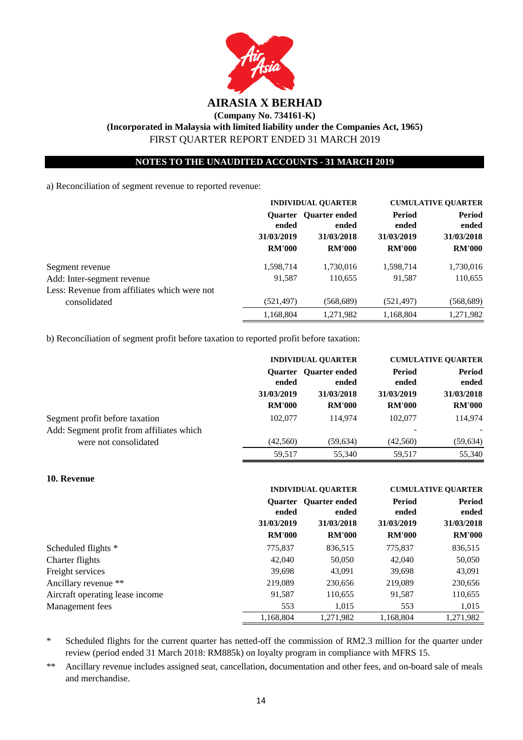# AIRASIA X BERHAD

**(Company No. 734161-K)**

**(Incorporated in Malaysia with limited liability under the Companies Act, 1965)**

FIRST QUARTER REPORT ENDED 31 MARCH 2019

**NOTES TO THE UNAUDITED ACCOUNTS - 31 MARCH 2019**

a) Reconciliation of segment revenue to reported revenue:

| | INDIVIDUAL QUARTER | | CUMULATIVE QUARTER | |
|---|---|---|---|---|
| | Quarter ended 31/03/2019 RM'000 | Quarter ended 31/03/2018 RM'000 | Period ended 31/03/2019 RM'000 | Period ended 31/03/2018 RM'000 |
| Segment revenue | 1,598,714 | 1,730,016 | 1,598,714 | 1,730,016 |
| Add: Inter-segment revenue | 91,587 | 110,655 | 91,587 | 110,655 |
| Less: Revenue from affiliates which were not consolidated | (521,497) | (568,689) | (521,497) | (568,689) |
| | 1,168,804 | 1,271,982 | 1,168,804 | 1,271,982 |

b) Reconciliation of segment profit before taxation to reported profit before taxation:

| | INDIVIDUAL QUARTER | | CUMULATIVE QUARTER | |
|---|---|---|---|---|
| | Quarter ended 31/03/2019 RM'000 | Quarter ended 31/03/2018 RM'000 | Period ended 31/03/2019 RM'000 | Period ended 31/03/2018 RM'000 |
| Segment profit before taxation | 102,077 | 114,974 | 102,077 | 114,974 |
| Add: Segment profit from affiliates which were not consolidated | (42,560) | (59,634) | (42,560) | (59,634) |
| | 59,517 | 55,340 | 59,517 | 55,340 |

**10. Revenue**

| | INDIVIDUAL QUARTER | | CUMULATIVE QUARTER | |
|---|---|---|---|---|
| | Quarter ended 31/03/2019 RM'000 | Quarter ended 31/03/2018 RM'000 | Period ended 31/03/2019 RM'000 | Period ended 31/03/2018 RM'000 |
| Scheduled flights * | 775,837 | 836,515 | 775,837 | 836,515 |
| Charter flights | 42,040 | 50,050 | 42,040 | 50,050 |
| Freight services | 39,698 | 43,091 | 39,698 | 43,091 |
| Ancillary revenue ** | 219,089 | 230,656 | 219,089 | 230,656 |
| Aircraft operating lease income | 91,587 | 110,655 | 91,587 | 110,655 |
| Management fees | 553 | 1,015 | 553 | 1,015 |
| | 1,168,804 | 1,271,982 | 1,168,804 | 1,271,982 |

\* Scheduled flights for the current quarter has netted-off the commission of RM2.3 million for the quarter under review (period ended 31 March 2018: RM885k) on loyalty program in compliance with MFRS 15.

** Ancillary revenue includes assigned seat, cancellation, documentation and other fees, and on-board sale of meals and merchandise.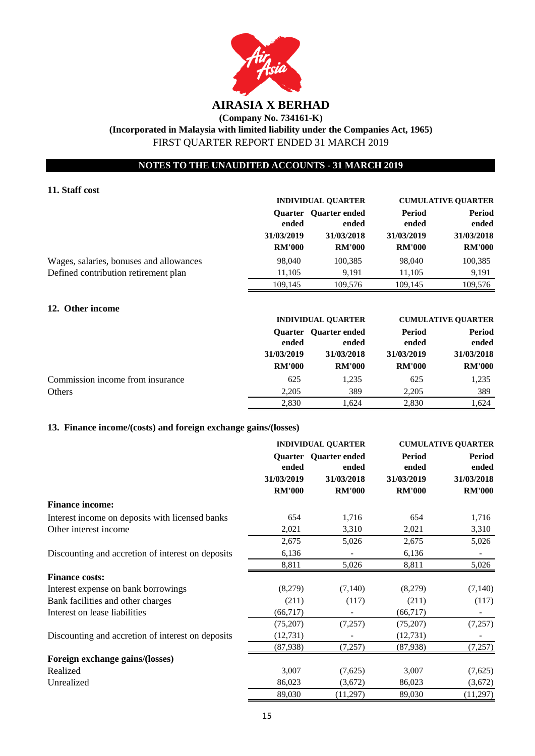# AIRASIA X BERHAD

**(Company No. 734161-K)**

**(Incorporated in Malaysia with limited liability under the Companies Act, 1965)**

FIRST QUARTER REPORT ENDED 31 MARCH 2019

## NOTES TO THE UNAUDITED ACCOUNTS - 31 MARCH 2019

### 11. Staff cost

| | INDIVIDUAL QUARTER | | CUMULATIVE QUARTER | |
|---|---|---|---|---|
| | Quarter ended 31/03/2019 RM'000 | Quarter ended 31/03/2018 RM'000 | Period ended 31/03/2019 RM'000 | Period ended 31/03/2018 RM'000 |
| Wages, salaries, bonuses and allowances | 98,040 | 100,385 | 98,040 | 100,385 |
| Defined contribution retirement plan | 11,105 | 9,191 | 11,105 | 9,191 |
| | 109,145 | 109,576 | 109,145 | 109,576 |

### 12. Other income

| | INDIVIDUAL QUARTER | | CUMULATIVE QUARTER | |
|---|---|---|---|---|
| | Quarter ended 31/03/2019 RM'000 | Quarter ended 31/03/2018 RM'000 | Period ended 31/03/2019 RM'000 | Period ended 31/03/2018 RM'000 |
| Commission income from insurance | 625 | 1,235 | 625 | 1,235 |
| Others | 2,205 | 389 | 2,205 | 389 |
| | 2,830 | 1,624 | 2,830 | 1,624 |

### 13. Finance income/(costs) and foreign exchange gains/(losses)

| | INDIVIDUAL QUARTER | | CUMULATIVE QUARTER | |
|---|---|---|---|---|
| | Quarter ended 31/03/2019 RM'000 | Quarter ended 31/03/2018 RM'000 | Period ended 31/03/2019 RM'000 | Period ended 31/03/2018 RM'000 |
| **Finance income:** | | | | |
| Interest income on deposits with licensed banks | 654 | 1,716 | 654 | 1,716 |
| Other interest income | 2,021 | 3,310 | 2,021 | 3,310 |
| | 2,675 | 5,026 | 2,675 | 5,026 |
| Discounting and accretion of interest on deposits | 6,136 | - | 6,136 | - |
| | 8,811 | 5,026 | 8,811 | 5,026 |
| **Finance costs:** | | | | |
| Interest expense on bank borrowings | (8,279) | (7,140) | (8,279) | (7,140) |
| Bank facilities and other charges | (211) | (117) | (211) | (117) |
| Interest on lease liabilities | (66,717) | - | (66,717) | - |
| | (75,207) | (7,257) | (75,207) | (7,257) |
| Discounting and accretion of interest on deposits | (12,731) | - | (12,731) | - |
| | (87,938) | (7,257) | (87,938) | (7,257) |
| **Foreign exchange gains/(losses)** | | | | |
| Realized | 3,007 | (7,625) | 3,007 | (7,625) |
| Unrealized | 86,023 | (3,672) | 86,023 | (3,672) |
| | 89,030 | (11,297) | 89,030 | (11,297) |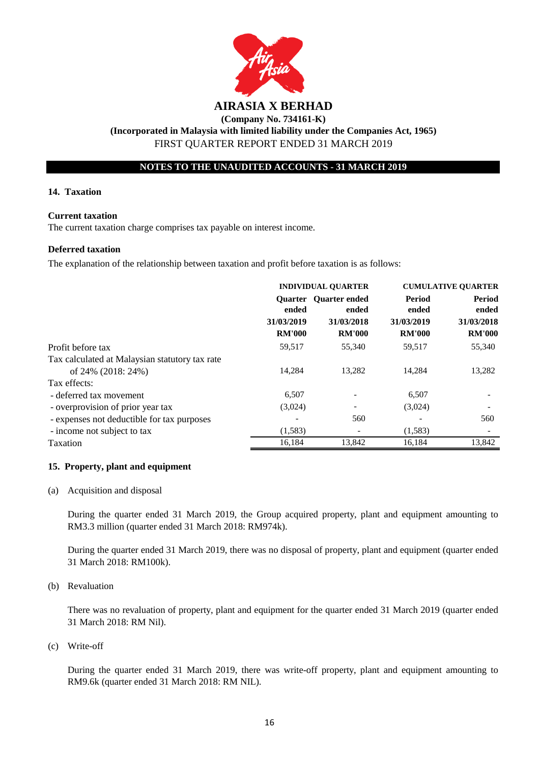# AIRASIA X BERHAD

**(Company No. 734161-K)**

**(Incorporated in Malaysia with limited liability under the Companies Act, 1965)**

FIRST QUARTER REPORT ENDED 31 MARCH 2019

**NOTES TO THE UNAUDITED ACCOUNTS - 31 MARCH 2019**

## 14. Taxation

**Current taxation**

The current taxation charge comprises tax payable on interest income.

**Deferred taxation**

The explanation of the relationship between taxation and profit before taxation is as follows:

| | INDIVIDUAL QUARTER | | CUMULATIVE QUARTER | |
|---|---|---|---|---|
| | Quarter ended 31/03/2019 RM'000 | Quarter ended 31/03/2018 RM'000 | Period ended 31/03/2019 RM'000 | Period ended 31/03/2018 RM'000 |
| Profit before tax | 59,517 | 55,340 | 59,517 | 55,340 |
| Tax calculated at Malaysian statutory tax rate of 24% (2018: 24%) | 14,284 | 13,282 | 14,284 | 13,282 |
| Tax effects: | | | | |
| - deferred tax movement | 6,507 | - | 6,507 | - |
| - overprovision of prior year tax | (3,024) | - | (3,024) | - |
| - expenses not deductible for tax purposes | - | 560 | - | 560 |
| - income not subject to tax | (1,583) | - | (1,583) | - |
| Taxation | 16,184 | 13,842 | 16,184 | 13,842 |

## 15. Property, plant and equipment

(a) Acquisition and disposal

During the quarter ended 31 March 2019, the Group acquired property, plant and equipment amounting to RM3.3 million (quarter ended 31 March 2018: RM974k).

During the quarter ended 31 March 2019, there was no disposal of property, plant and equipment (quarter ended 31 March 2018: RM100k).

(b) Revaluation

There was no revaluation of property, plant and equipment for the quarter ended 31 March 2019 (quarter ended 31 March 2018: RM Nil).

(c) Write-off

During the quarter ended 31 March 2019, there was write-off property, plant and equipment amounting to RM9.6k (quarter ended 31 March 2018: RM NIL).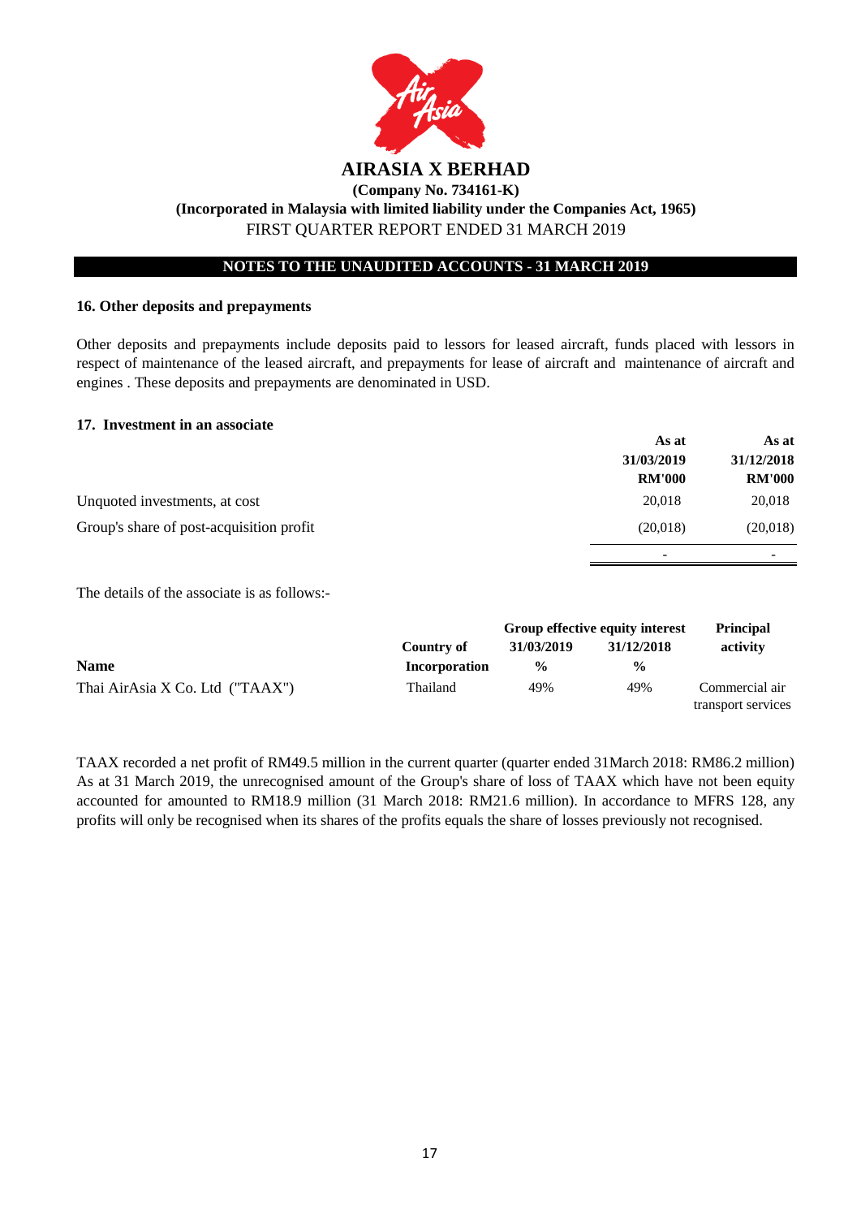## NOTES TO THE UNAUDITED ACCOUNTS - 31 MARCH 2019

### 16. Other deposits and prepayments

Other deposits and prepayments include deposits paid to lessors for leased aircraft, funds placed with lessors in respect of maintenance of the leased aircraft, and prepayments for lease of aircraft and maintenance of aircraft and engines . These deposits and prepayments are denominated in USD.

### 17. Investment in an associate

| | As at 31/03/2019 RM'000 | As at 31/12/2018 RM'000 |
|---|---|---|
| Unquoted investments, at cost | 20,018 | 20,018 |
| Group's share of post-acquisition profit | (20,018) | (20,018) |
| | - | - |

The details of the associate is as follows:-

| Name | Country of Incorporation | Group effective equity interest 31/03/2019 % | Group effective equity interest 31/12/2018 % | Principal activity |
|---|---|---|---|---|
| Thai AirAsia X Co. Ltd ("TAAX") | Thailand | 49% | 49% | Commercial air transport services |

TAAX recorded a net profit of RM49.5 million in the current quarter (quarter ended 31March 2018: RM86.2 million) As at 31 March 2019, the unrecognised amount of the Group's share of loss of TAAX which have not been equity accounted for amounted to RM18.9 million (31 March 2018: RM21.6 million). In accordance to MFRS 128, any profits will only be recognised when its shares of the profits equals the share of losses previously not recognised.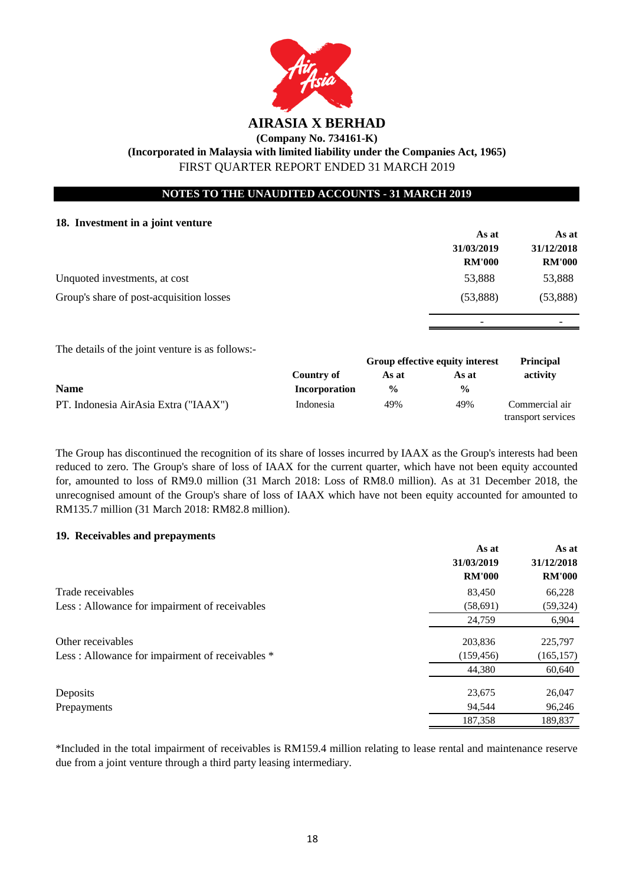**AIRASIA X BERHAD**

**(Company No. 734161-K)**

**(Incorporated in Malaysia with limited liability under the Companies Act, 1965)**

FIRST QUARTER REPORT ENDED 31 MARCH 2019

**NOTES TO THE UNAUDITED ACCOUNTS - 31 MARCH 2019**

### 18. Investment in a joint venture

| | As at 31/03/2019 RM'000 | As at 31/12/2018 RM'000 |
|---|---|---|
| Unquoted investments, at cost | 53,888 | 53,888 |
| Group's share of post-acquisition losses | (53,888) | (53,888) |
| | - | - |

The details of the joint venture is as follows:-

| Name | Country of Incorporation | Group effective equity interest As at % | Group effective equity interest As at % | Principal activity |
|---|---|---|---|---|
| PT. Indonesia AirAsia Extra ("IAAX") | Indonesia | 49% | 49% | Commercial air transport services |

The Group has discontinued the recognition of its share of losses incurred by IAAX as the Group's interests had been reduced to zero. The Group's share of loss of IAAX for the current quarter, which have not been equity accounted for, amounted to loss of RM9.0 million (31 March 2018: Loss of RM8.0 million). As at 31 December 2018, the unrecognised amount of the Group's share of loss of IAAX which have not been equity accounted for amounted to RM135.7 million (31 March 2018: RM82.8 million).

### 19. Receivables and prepayments

| | As at 31/03/2019 RM'000 | As at 31/12/2018 RM'000 |
|---|---|---|
| Trade receivables | 83,450 | 66,228 |
| Less : Allowance for impairment of receivables | (58,691) | (59,324) |
| | 24,759 | 6,904 |
| Other receivables | 203,836 | 225,797 |
| Less : Allowance for impairment of receivables * | (159,456) | (165,157) |
| | 44,380 | 60,640 |
| Deposits | 23,675 | 26,047 |
| Prepayments | 94,544 | 96,246 |
| | 187,358 | 189,837 |

*Included in the total impairment of receivables is RM159.4 million relating to lease rental and maintenance reserve due from a joint venture through a third party leasing intermediary.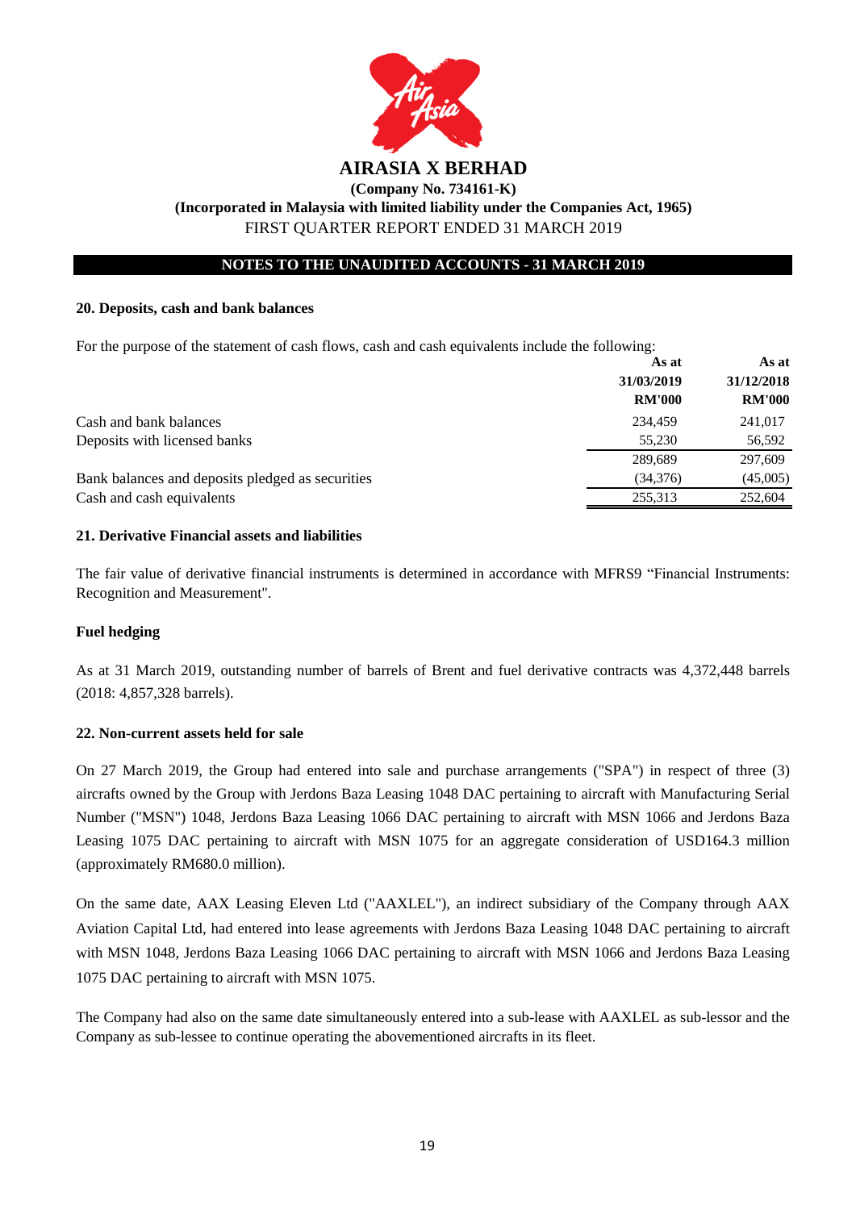# AIRASIA X BERHAD

**(Company No. 734161-K)**
**(Incorporated in Malaysia with limited liability under the Companies Act, 1965)**
FIRST QUARTER REPORT ENDED 31 MARCH 2019

**NOTES TO THE UNAUDITED ACCOUNTS - 31 MARCH 2019**

### 20. Deposits, cash and bank balances

For the purpose of the statement of cash flows, cash and cash equivalents include the following:

| | As at 31/03/2019 RM'000 | As at 31/12/2018 RM'000 |
|---|---|---|
| Cash and bank balances | 234,459 | 241,017 |
| Deposits with licensed banks | 55,230 | 56,592 |
| | 289,689 | 297,609 |
| Bank balances and deposits pledged as securities | (34,376) | (45,005) |
| Cash and cash equivalents | 255,313 | 252,604 |

### 21. Derivative Financial assets and liabilities

The fair value of derivative financial instruments is determined in accordance with MFRS9 “Financial Instruments: Recognition and Measurement".

**Fuel hedging**

As at 31 March 2019, outstanding number of barrels of Brent and fuel derivative contracts was 4,372,448 barrels (2018: 4,857,328 barrels).

### 22. Non-current assets held for sale

On 27 March 2019, the Group had entered into sale and purchase arrangements ("SPA") in respect of three (3) aircrafts owned by the Group with Jerdons Baza Leasing 1048 DAC pertaining to aircraft with Manufacturing Serial Number ("MSN") 1048, Jerdons Baza Leasing 1066 DAC pertaining to aircraft with MSN 1066 and Jerdons Baza Leasing 1075 DAC pertaining to aircraft with MSN 1075 for an aggregate consideration of USD164.3 million (approximately RM680.0 million).

On the same date, AAX Leasing Eleven Ltd ("AAXLEL"), an indirect subsidiary of the Company through AAX Aviation Capital Ltd, had entered into lease agreements with Jerdons Baza Leasing 1048 DAC pertaining to aircraft with MSN 1048, Jerdons Baza Leasing 1066 DAC pertaining to aircraft with MSN 1066 and Jerdons Baza Leasing 1075 DAC pertaining to aircraft with MSN 1075.

The Company had also on the same date simultaneously entered into a sub-lease with AAXLEL as sub-lessor and the Company as sub-lessee to continue operating the abovementioned aircrafts in its fleet.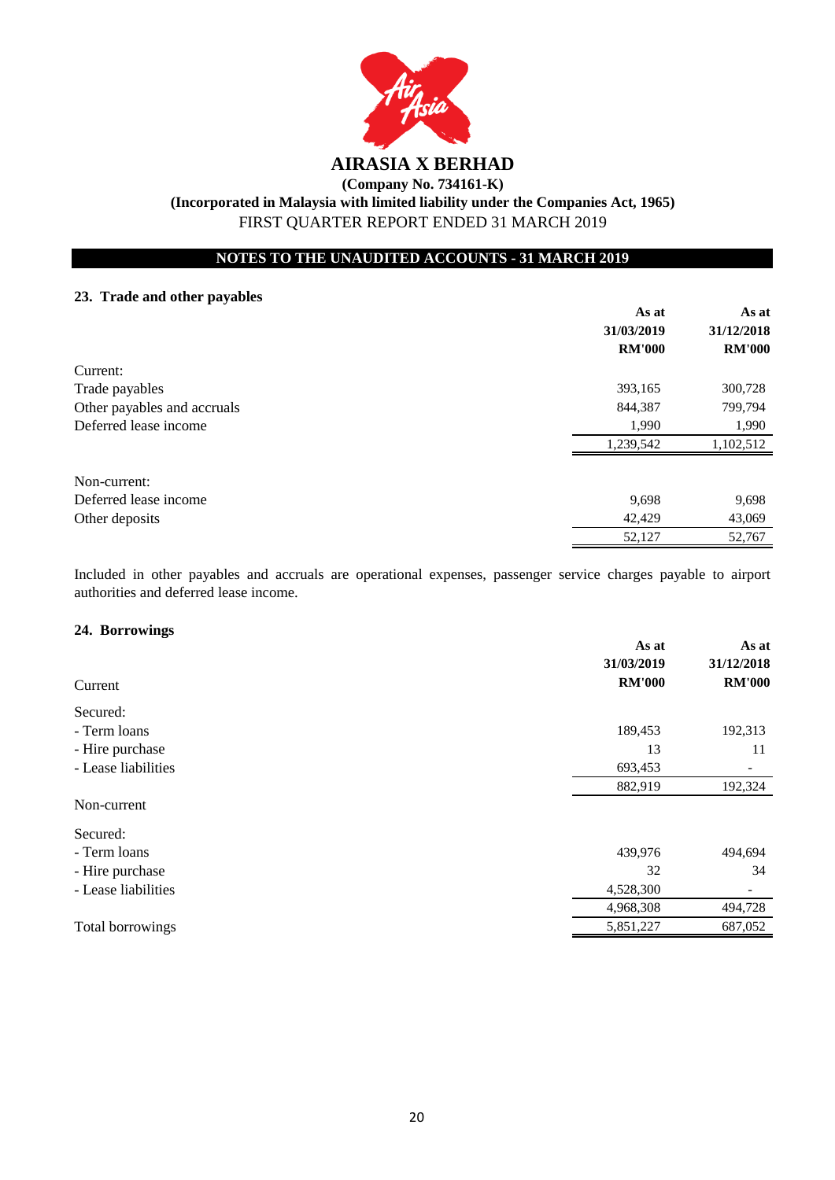# AIRASIA X BERHAD

**(Company No. 734161-K)**

**(Incorporated in Malaysia with limited liability under the Companies Act, 1965)**

FIRST QUARTER REPORT ENDED 31 MARCH 2019

**NOTES TO THE UNAUDITED ACCOUNTS - 31 MARCH 2019**

## 23. Trade and other payables

| | As at 31/03/2019 RM'000 | As at 31/12/2018 RM'000 |
|---|---|---|
| Current: | | |
| Trade payables | 393,165 | 300,728 |
| Other payables and accruals | 844,387 | 799,794 |
| Deferred lease income | 1,990 | 1,990 |
| | 1,239,542 | 1,102,512 |
| Non-current: | | |
| Deferred lease income | 9,698 | 9,698 |
| Other deposits | 42,429 | 43,069 |
| | 52,127 | 52,767 |

Included in other payables and accruals are operational expenses, passenger service charges payable to airport authorities and deferred lease income.

## 24. Borrowings

| | As at 31/03/2019 RM'000 | As at 31/12/2018 RM'000 |
|---|---|---|
| Current | | |
| Secured: | | |
| - Term loans | 189,453 | 192,313 |
| - Hire purchase | 13 | 11 |
| - Lease liabilities | 693,453 | - |
| | 882,919 | 192,324 |
| Non-current | | |
| Secured: | | |
| - Term loans | 439,976 | 494,694 |
| - Hire purchase | 32 | 34 |
| - Lease liabilities | 4,528,300 | - |
| | 4,968,308 | 494,728 |
| Total borrowings | 5,851,227 | 687,052 |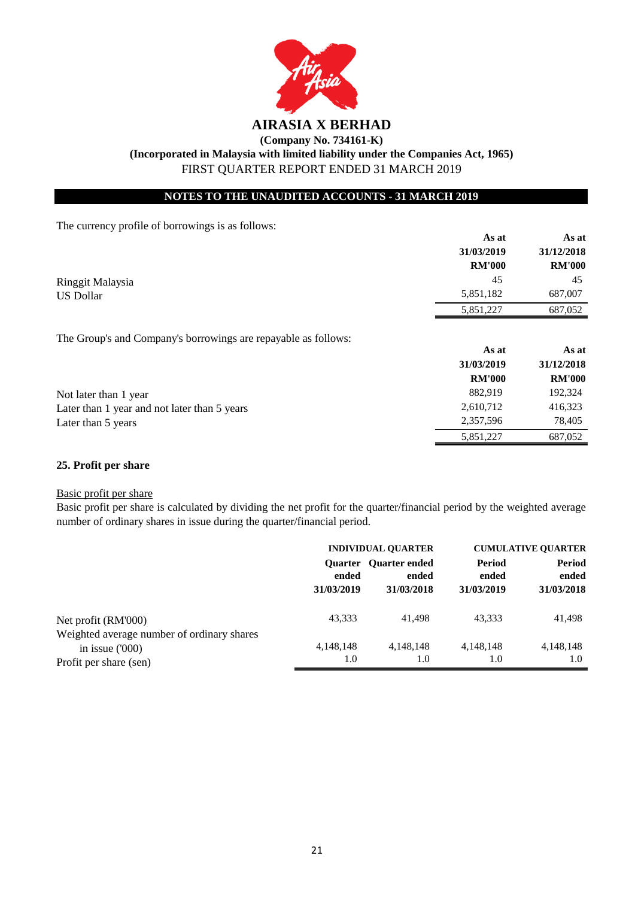# AIRASIA X BERHAD

**(Company No. 734161-K)**
**(Incorporated in Malaysia with limited liability under the Companies Act, 1965)**
FIRST QUARTER REPORT ENDED 31 MARCH 2019

**NOTES TO THE UNAUDITED ACCOUNTS - 31 MARCH 2019**

The currency profile of borrowings is as follows:

| | As at 31/03/2019 RM'000 | As at 31/12/2018 RM'000 |
|---|---|---|
| Ringgit Malaysia | 45 | 45 |
| US Dollar | 5,851,182 | 687,007 |
| | 5,851,227 | 687,052 |

The Group's and Company's borrowings are repayable as follows:

| | As at 31/03/2019 RM'000 | As at 31/12/2018 RM'000 |
|---|---|---|
| Not later than 1 year | 882,919 | 192,324 |
| Later than 1 year and not later than 5 years | 2,610,712 | 416,323 |
| Later than 5 years | 2,357,596 | 78,405 |
| | 5,851,227 | 687,052 |

**25. Profit per share**

Basic profit per share

Basic profit per share is calculated by dividing the net profit for the quarter/financial period by the weighted average number of ordinary shares in issue during the quarter/financial period.

| | INDIVIDUAL QUARTER | | CUMULATIVE QUARTER | |
|---|---|---|---|---|
| | Quarter ended 31/03/2019 | Quarter ended 31/03/2018 | Period ended 31/03/2019 | Period ended 31/03/2018 |
| Net profit (RM'000) | 43,333 | 41,498 | 43,333 | 41,498 |
| Weighted average number of ordinary shares in issue ('000) | 4,148,148 | 4,148,148 | 4,148,148 | 4,148,148 |
| Profit per share (sen) | 1.0 | 1.0 | 1.0 | 1.0 |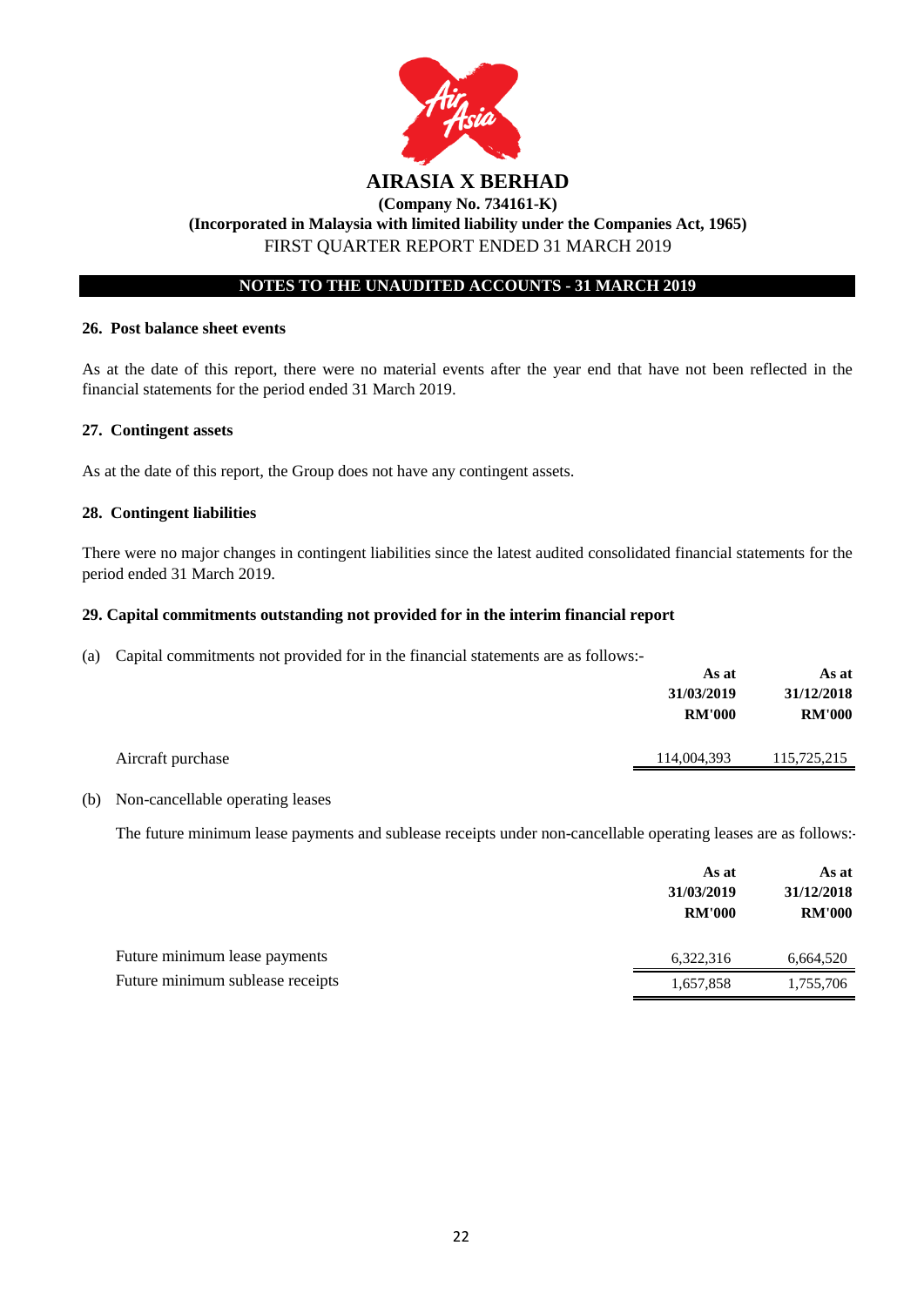# AIRASIA X BERHAD

**(Company No. 734161-K)**

**(Incorporated in Malaysia with limited liability under the Companies Act, 1965)**

FIRST QUARTER REPORT ENDED 31 MARCH 2019

**NOTES TO THE UNAUDITED ACCOUNTS - 31 MARCH 2019**

### 26. Post balance sheet events

As at the date of this report, there were no material events after the year end that have not been reflected in the financial statements for the period ended 31 March 2019.

### 27. Contingent assets

As at the date of this report, the Group does not have any contingent assets.

### 28. Contingent liabilities

There were no major changes in contingent liabilities since the latest audited consolidated financial statements for the period ended 31 March 2019.

### 29. Capital commitments outstanding not provided for in the interim financial report

(a) Capital commitments not provided for in the financial statements are as follows:-

| | As at 31/03/2019 RM'000 | As at 31/12/2018 RM'000 |
|---|---|---|
| Aircraft purchase | 114,004,393 | 115,725,215 |

(b) Non-cancellable operating leases

The future minimum lease payments and sublease receipts under non-cancellable operating leases are as follows:-

| | As at 31/03/2019 RM'000 | As at 31/12/2018 RM'000 |
|---|---|---|
| Future minimum lease payments | 6,322,316 | 6,664,520 |
| Future minimum sublease receipts | 1,657,858 | 1,755,706 |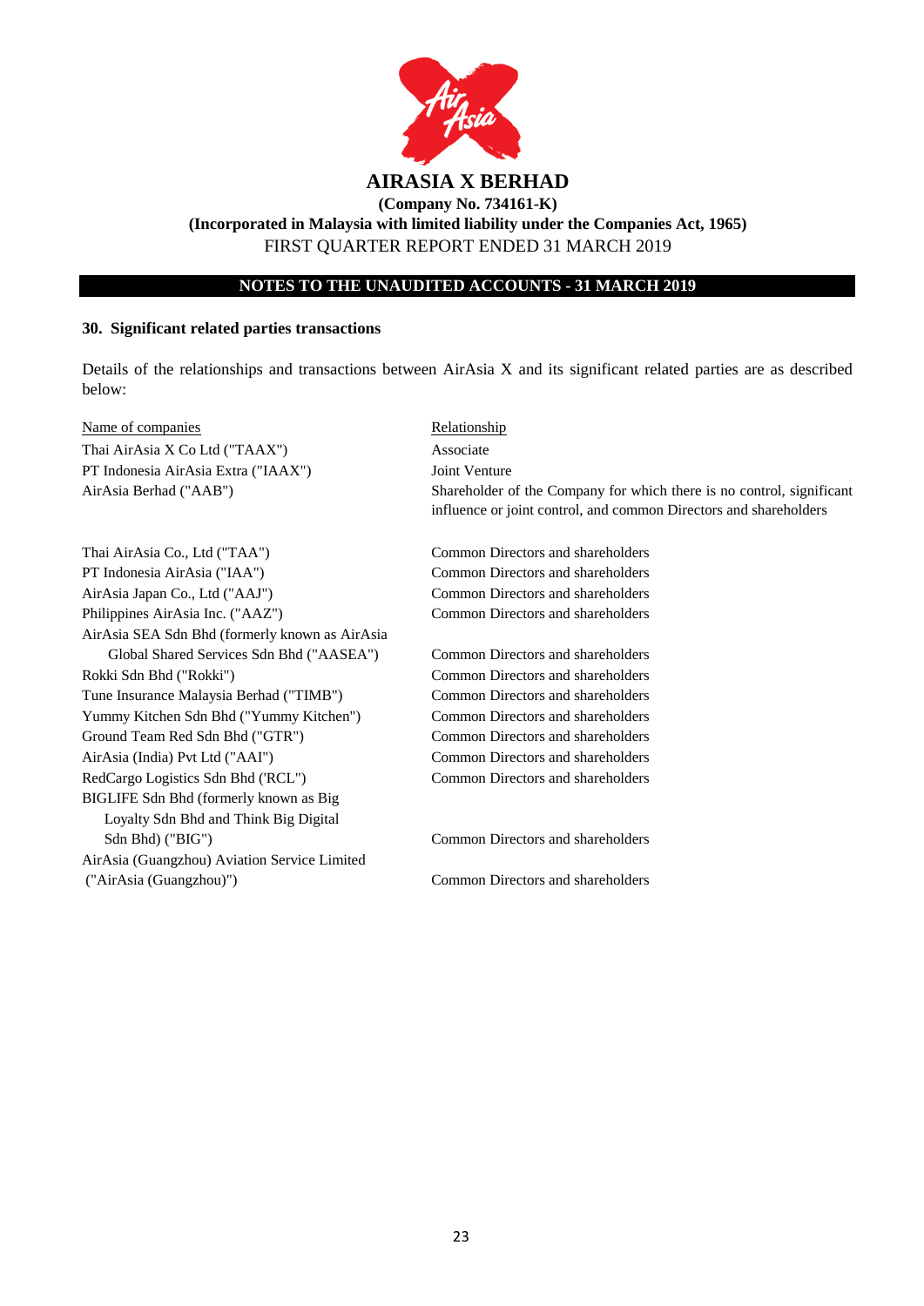# AIRASIA X BERHAD

**(Company No. 734161-K)**

**(Incorporated in Malaysia with limited liability under the Companies Act, 1965)**

FIRST QUARTER REPORT ENDED 31 MARCH 2019

**NOTES TO THE UNAUDITED ACCOUNTS - 31 MARCH 2019**

### 30. Significant related parties transactions

Details of the relationships and transactions between AirAsia X and its significant related parties are as described below:

| Name of companies | Relationship |
|---|---|
| Thai AirAsia X Co Ltd ("TAAX") | Associate |
| PT Indonesia AirAsia Extra ("IAAX") | Joint Venture |
| AirAsia Berhad ("AAB") | Shareholder of the Company for which there is no control, significant influence or joint control, and common Directors and shareholders |
| Thai AirAsia Co., Ltd ("TAA") | Common Directors and shareholders |
| PT Indonesia AirAsia ("IAA") | Common Directors and shareholders |
| AirAsia Japan Co., Ltd ("AAJ") | Common Directors and shareholders |
| Philippines AirAsia Inc. ("AAZ") | Common Directors and shareholders |
| AirAsia SEA Sdn Bhd (formerly known as AirAsia Global Shared Services Sdn Bhd ("AASEA") | Common Directors and shareholders |
| Rokki Sdn Bhd ("Rokki") | Common Directors and shareholders |
| Tune Insurance Malaysia Berhad ("TIMB") | Common Directors and shareholders |
| Yummy Kitchen Sdn Bhd ("Yummy Kitchen") | Common Directors and shareholders |
| Ground Team Red Sdn Bhd ("GTR") | Common Directors and shareholders |
| AirAsia (India) Pvt Ltd ("AAI") | Common Directors and shareholders |
| RedCargo Logistics Sdn Bhd ('RCL") | Common Directors and shareholders |
| BIGLIFE Sdn Bhd (formerly known as Big Loyalty Sdn Bhd and Think Big Digital Sdn Bhd) ("BIG") | Common Directors and shareholders |
| AirAsia (Guangzhou) Aviation Service Limited ("AirAsia (Guangzhou)") | Common Directors and shareholders |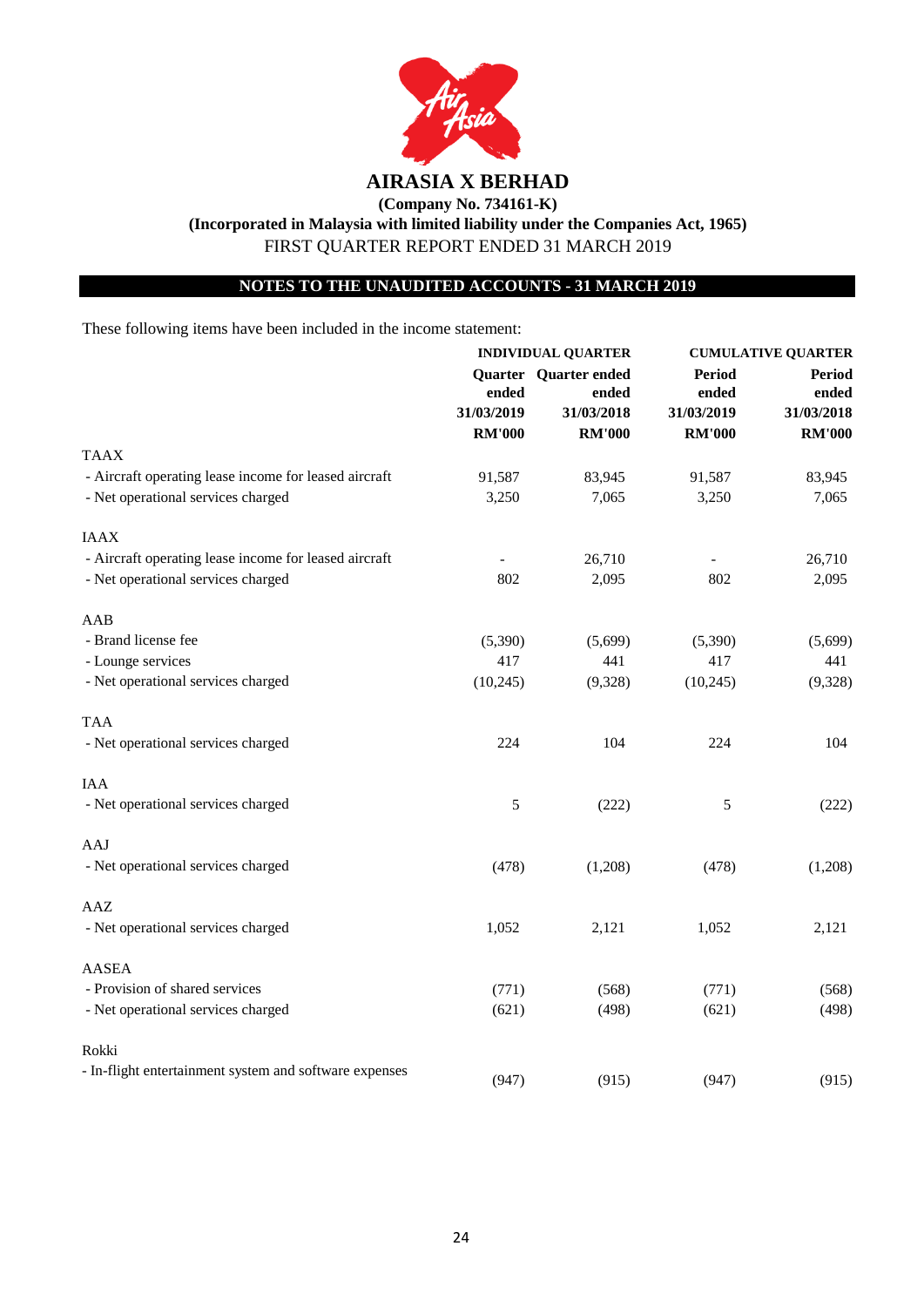# AIRASIA X BERHAD

**(Company No. 734161-K)**

**(Incorporated in Malaysia with limited liability under the Companies Act, 1965)**

FIRST QUARTER REPORT ENDED 31 MARCH 2019

## NOTES TO THE UNAUDITED ACCOUNTS - 31 MARCH 2019

These following items have been included in the income statement:

| | INDIVIDUAL QUARTER | | CUMULATIVE QUARTER | |
|---|---|---|---|---|
| | Quarter ended 31/03/2019 RM'000 | Quarter ended 31/03/2018 RM'000 | Period ended 31/03/2019 RM'000 | Period ended 31/03/2018 RM'000 |
| TAAX | | | | |
| - Aircraft operating lease income for leased aircraft | 91,587 | 83,945 | 91,587 | 83,945 |
| - Net operational services charged | 3,250 | 7,065 | 3,250 | 7,065 |
| IAAX | | | | |
| - Aircraft operating lease income for leased aircraft | - | 26,710 | - | 26,710 |
| - Net operational services charged | 802 | 2,095 | 802 | 2,095 |
| AAB | | | | |
| - Brand license fee | (5,390) | (5,699) | (5,390) | (5,699) |
| - Lounge services | 417 | 441 | 417 | 441 |
| - Net operational services charged | (10,245) | (9,328) | (10,245) | (9,328) |
| TAA | | | | |
| - Net operational services charged | 224 | 104 | 224 | 104 |
| IAA | | | | |
| - Net operational services charged | 5 | (222) | 5 | (222) |
| AAJ | | | | |
| - Net operational services charged | (478) | (1,208) | (478) | (1,208) |
| AAZ | | | | |
| - Net operational services charged | 1,052 | 2,121 | 1,052 | 2,121 |
| AASEA | | | | |
| - Provision of shared services | (771) | (568) | (771) | (568) |
| - Net operational services charged | (621) | (498) | (621) | (498) |
| Rokki | | | | |
| - In-flight entertainment system and software expenses | (947) | (915) | (947) | (915) |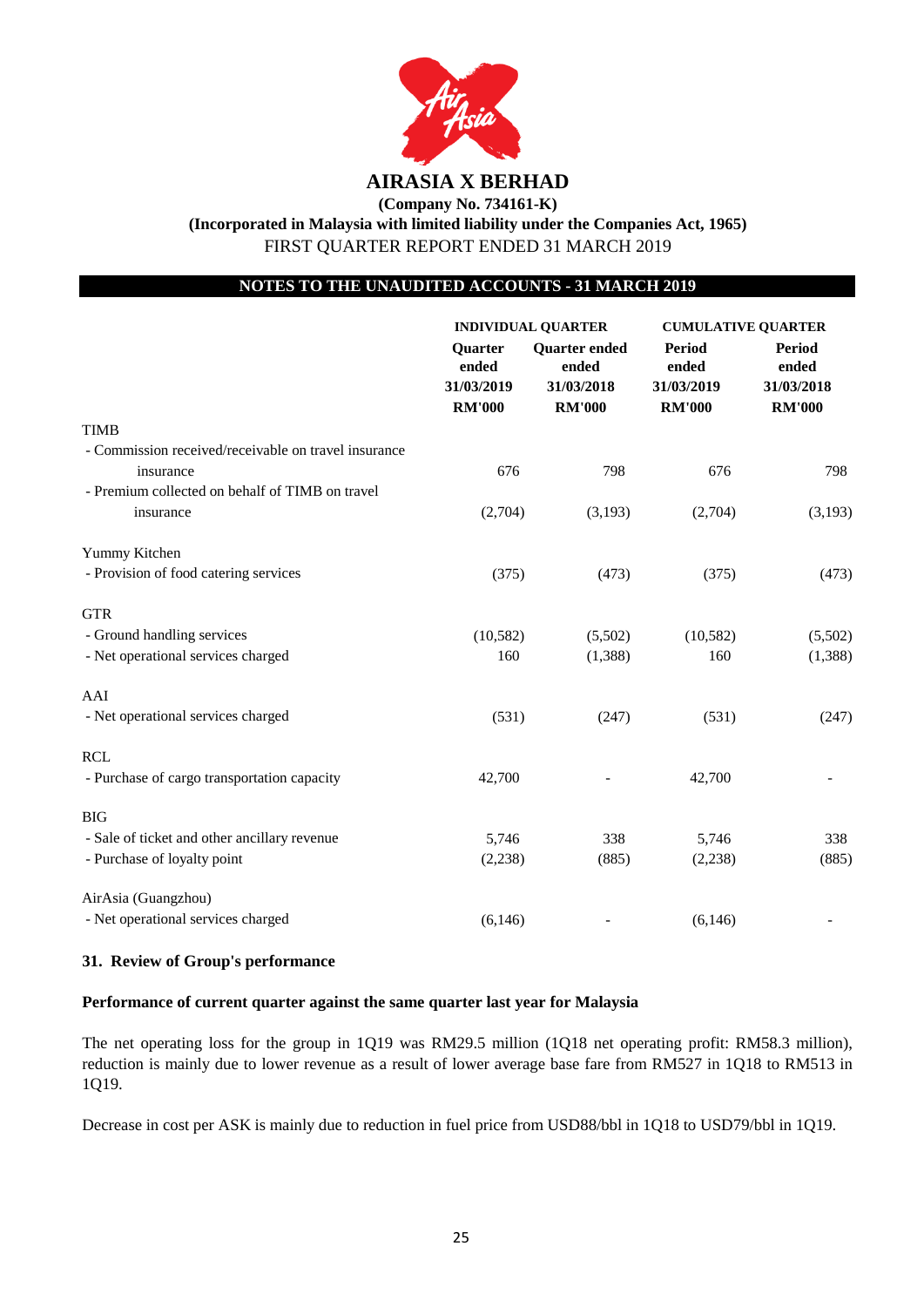# AIRASIA X BERHAD

**(Company No. 734161-K)**
**(Incorporated in Malaysia with limited liability under the Companies Act, 1965)**
FIRST QUARTER REPORT ENDED 31 MARCH 2019

## NOTES TO THE UNAUDITED ACCOUNTS - 31 MARCH 2019

| | INDIVIDUAL QUARTER | | CUMULATIVE QUARTER | |
|---|---|---|---|---|
| | Quarter ended 31/03/2019 RM'000 | Quarter ended ended 31/03/2018 RM'000 | Period ended 31/03/2019 RM'000 | Period ended 31/03/2018 RM'000 |
| TIMB | | | | |
| - Commission received/receivable on travel insurance insurance | 676 | 798 | 676 | 798 |
| - Premium collected on behalf of TIMB on travel insurance | (2,704) | (3,193) | (2,704) | (3,193) |
| Yummy Kitchen | | | | |
| - Provision of food catering services | (375) | (473) | (375) | (473) |
| GTR | | | | |
| - Ground handling services | (10,582) | (5,502) | (10,582) | (5,502) |
| - Net operational services charged | 160 | (1,388) | 160 | (1,388) |
| AAI | | | | |
| - Net operational services charged | (531) | (247) | (531) | (247) |
| RCL | | | | |
| - Purchase of cargo transportation capacity | 42,700 | - | 42,700 | - |
| BIG | | | | |
| - Sale of ticket and other ancillary revenue | 5,746 | 338 | 5,746 | 338 |
| - Purchase of loyalty point | (2,238) | (885) | (2,238) | (885) |
| AirAsia (Guangzhou) | | | | |
| - Net operational services charged | (6,146) | - | (6,146) | - |

### 31. Review of Group's performance

**Performance of current quarter against the same quarter last year for Malaysia**

The net operating loss for the group in 1Q19 was RM29.5 million (1Q18 net operating profit: RM58.3 million), reduction is mainly due to lower revenue as a result of lower average base fare from RM527 in 1Q18 to RM513 in 1Q19.

Decrease in cost per ASK is mainly due to reduction in fuel price from USD88/bbl in 1Q18 to USD79/bbl in 1Q19.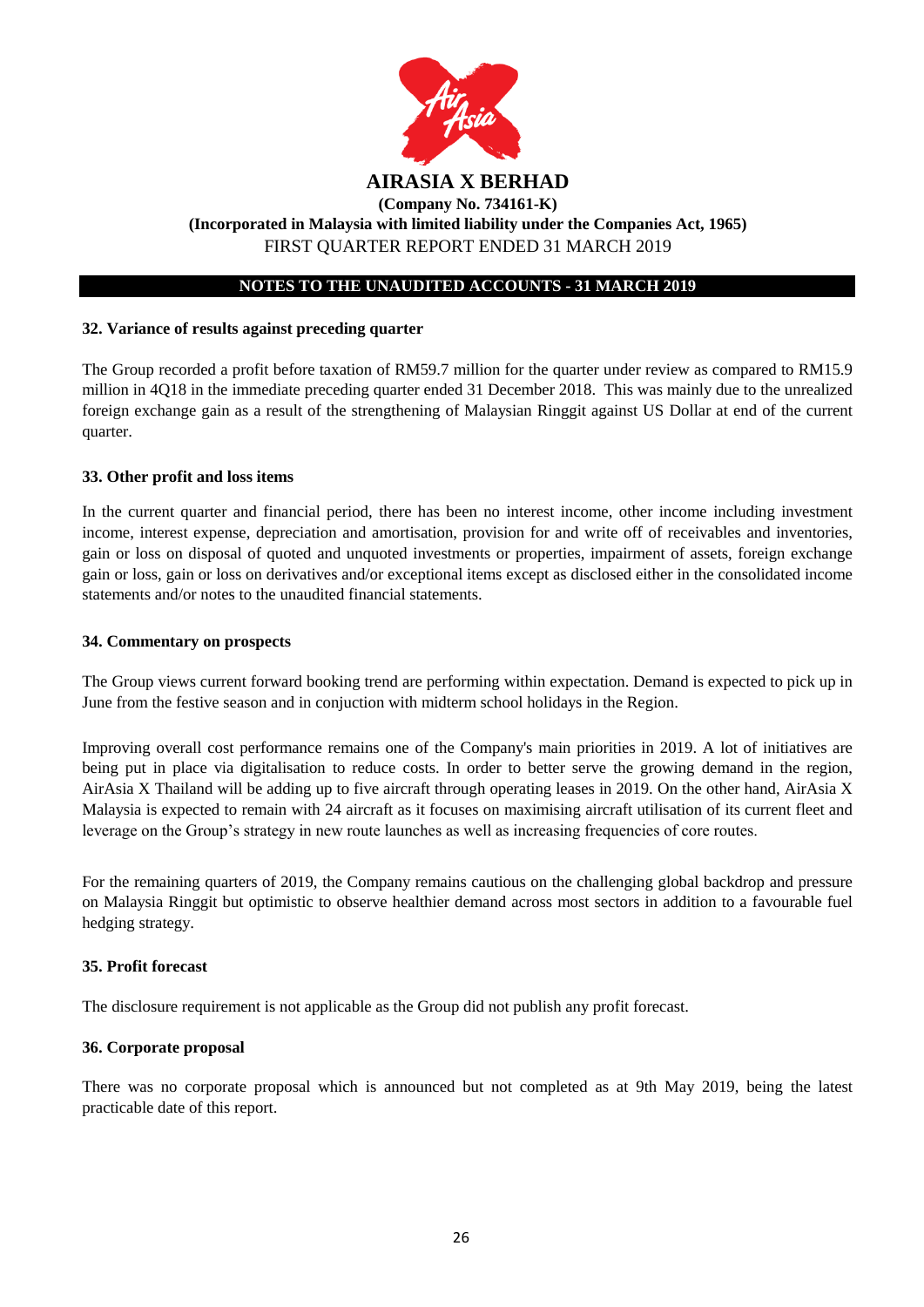**AIRASIA X BERHAD**

**(Company No. 734161-K)**

**(Incorporated in Malaysia with limited liability under the Companies Act, 1965)**

FIRST QUARTER REPORT ENDED 31 MARCH 2019

**NOTES TO THE UNAUDITED ACCOUNTS - 31 MARCH 2019**

### 32. Variance of results against preceding quarter

The Group recorded a profit before taxation of RM59.7 million for the quarter under review as compared to RM15.9 million in 4Q18 in the immediate preceding quarter ended 31 December 2018. This was mainly due to the unrealized foreign exchange gain as a result of the strengthening of Malaysian Ringgit against US Dollar at end of the current quarter.

### 33. Other profit and loss items

In the current quarter and financial period, there has been no interest income, other income including investment income, interest expense, depreciation and amortisation, provision for and write off of receivables and inventories, gain or loss on disposal of quoted and unquoted investments or properties, impairment of assets, foreign exchange gain or loss, gain or loss on derivatives and/or exceptional items except as disclosed either in the consolidated income statements and/or notes to the unaudited financial statements.

### 34. Commentary on prospects

The Group views current forward booking trend are performing within expectation. Demand is expected to pick up in June from the festive season and in conjuction with midterm school holidays in the Region.

Improving overall cost performance remains one of the Company's main priorities in 2019. A lot of initiatives are being put in place via digitalisation to reduce costs. In order to better serve the growing demand in the region, AirAsia X Thailand will be adding up to five aircraft through operating leases in 2019. On the other hand, AirAsia X Malaysia is expected to remain with 24 aircraft as it focuses on maximising aircraft utilisation of its current fleet and leverage on the Group's strategy in new route launches as well as increasing frequencies of core routes.

For the remaining quarters of 2019, the Company remains cautious on the challenging global backdrop and pressure on Malaysia Ringgit but optimistic to observe healthier demand across most sectors in addition to a favourable fuel hedging strategy.

### 35. Profit forecast

The disclosure requirement is not applicable as the Group did not publish any profit forecast.

### 36. Corporate proposal

There was no corporate proposal which is announced but not completed as at 9th May 2019, being the latest practicable date of this report.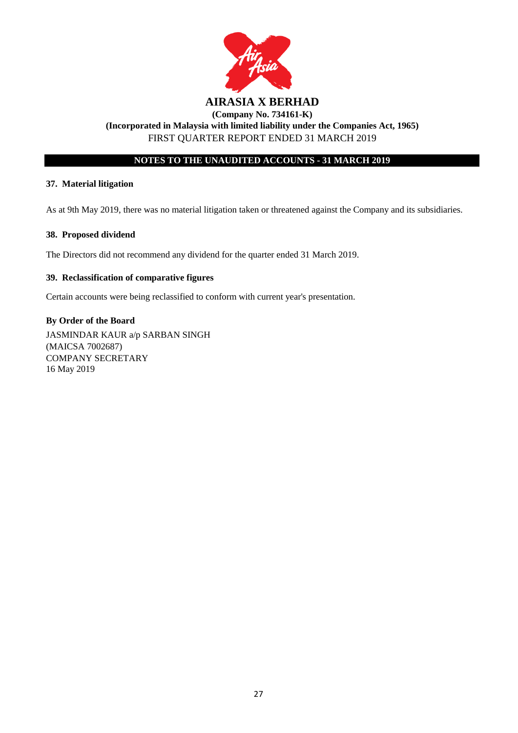# AIRASIA X BERHAD

**(Company No. 734161-K)**

**(Incorporated in Malaysia with limited liability under the Companies Act, 1965)**

FIRST QUARTER REPORT ENDED 31 MARCH 2019

**NOTES TO THE UNAUDITED ACCOUNTS - 31 MARCH 2019**

### 37. Material litigation

As at 9th May 2019, there was no material litigation taken or threatened against the Company and its subsidiaries.

### 38. Proposed dividend

The Directors did not recommend any dividend for the quarter ended 31 March 2019.

### 39. Reclassification of comparative figures

Certain accounts were being reclassified to conform with current year's presentation.

**By Order of the Board**

JASMINDAR KAUR a/p SARBAN SINGH
(MAICSA 7002687)
COMPANY SECRETARY
16 May 2019